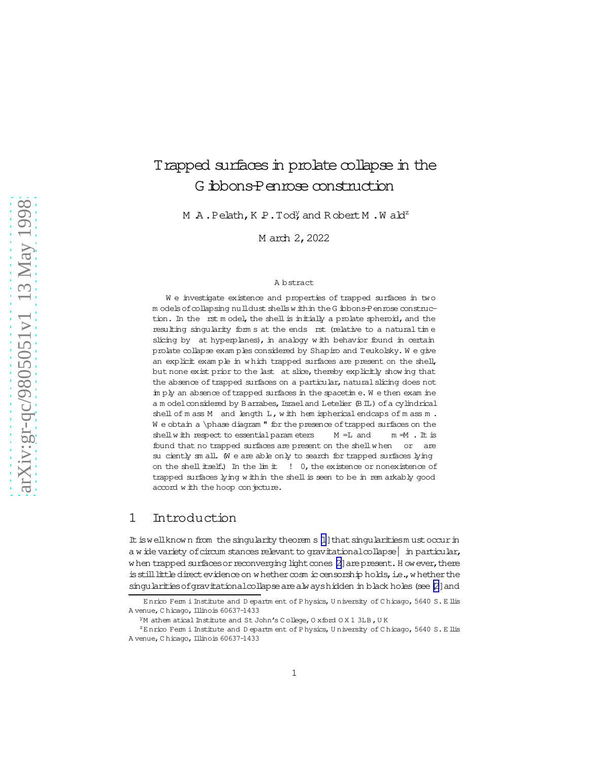# Trapped surfaces in prolate collapse in the Gibbons-Penrose construction

M. A. Pelath, K. P. Tod[y], and Robert M. Wald[z]

March 2, 2022

### Abstract

We investigate existence and properties of trapped surfaces in two models of collapsing null dust shells within the Gibbons-Penrose construction. In the first model, the shell is initially a prolate spheroid, and the resulting singularity forms at the ends first (relative to a natural time slicing by flat hyperplanes), in analogy with behavior found in certain prolate collapse examples considered by Shapiro and Teukolsky. We give an explicit example in which trapped surfaces are present on the shell, but none exist prior to the last flat slice, thereby explicitly showing that the absence of trapped surfaces on a particular, natural slicing does not imply an absence of trapped surfaces in the spacetime. We then examine a model considered by Barrabes, Israel and Letelier (BIL) of a cylindrical shell of mass $M$ and length $L$, with hemispherical endcaps of mass $m$. We obtain a "phase diagram" for the presence of trapped surfaces on the shell with respect to essential parameters $\lambda \equiv M/L$ and $\mu \equiv m/M$. It is found that no trapped surfaces are present on the shell when $\lambda$ or $\mu$ are sufficiently small. (We are able only to search for trapped surfaces lying on the shell itself.) In the limit $\mu \to 0$, the existence or nonexistence of trapped surfaces lying within the shell is seen to be in remarkably good accord with the hoop conjecture.

## 1 Introduction

It is well known from the singularity theorems [1] that singularities must occur in a wide variety of circumstances relevant to gravitational collapse—in particular, when trapped surfaces or reconverging light cones [2] are present. However, there is still little direct evidence on whether cosmic censorship holds, i.e., whether the singularities of gravitational collapse are always hidden in black holes (see [2] and

---

Enrico Fermi Institute and Department of Physics, University of Chicago, 5640 S. Ellis Avenue, Chicago, Illinois 60637-1433

[y] Mathematical Institute and St John's College, Oxford OX1 3LB, UK

[z] Enrico Fermi Institute and Department of Physics, University of Chicago, 5640 S. Ellis Avenue, Chicago, Illinois 60637-1433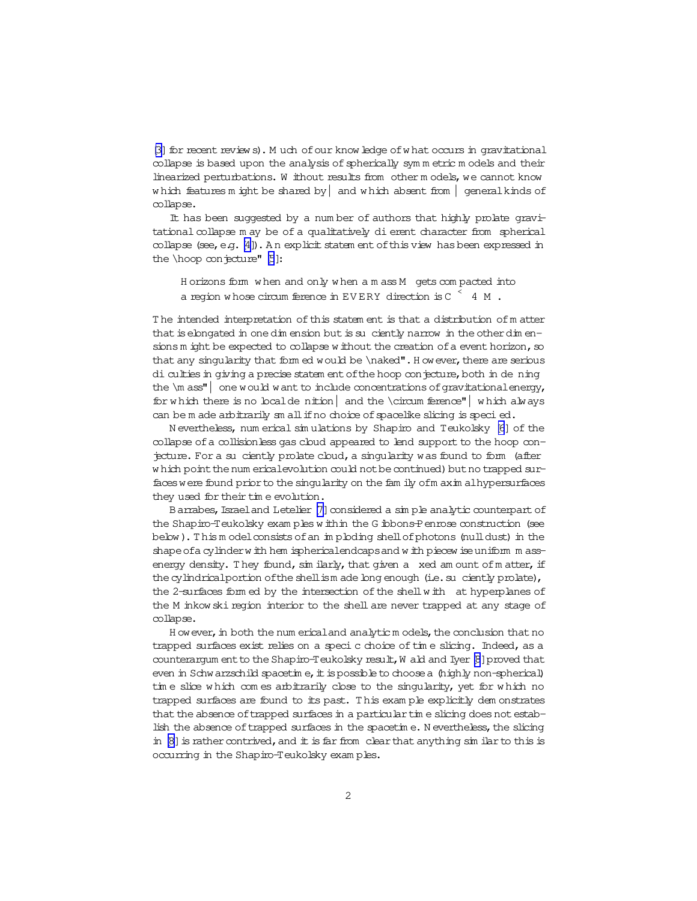[3] for recent reviews). Much of our knowledge of what occurs in gravitational collapse is based upon the analysis of spherically symmetric models and their linearized perturbations. Without results from other models, we cannot know which features might be shared by — and which absent from — general kinds of collapse.

It has been suggested by a number of authors that highly prolate gravitational collapse may be of a qualitatively different character from spherical collapse (see, e.g. [4]). An explicit statement of this view has been expressed in the "hoop conjecture" [5]:

> Horizons form when and only when a mass $M$ gets compacted into a region whose circumference in EVERY direction is $C \lesssim 4\pi M$.

The intended interpretation of this statement is that a distribution of matter that is elongated in one dimension but is sufficiently narrow in the other dimensions might be expected to collapse without the creation of a event horizon, so that any singularity that formed would be "naked". However, there are serious difficulties in giving a precise statement of the hoop conjecture, both in defining the "mass" — one would want to include concentrations of gravitational energy, for which there is no local definition — and the "circumference" — which always can be made arbitrarily small if no choice of spacelike slicing is specified.

Nevertheless, numerical simulations by Shapiro and Teukolsky [6] of the collapse of a collisionless gas cloud appeared to lend support to the hoop conjecture. For a sufficiently prolate cloud, a singularity was found to form (after which point the numerical evolution could not be continued) but no trapped surfaces were found prior to the singularity on the family of maximal hypersurfaces they used for their time evolution.

Barrabes, Israel and Letelier [7] considered a simple analytic counterpart of the Shapiro-Teukolsky examples within the Gibbons-Penrose construction (see below). This model consists of an imploding shell of photons (null dust) in the shape of a cylinder with hemispherical endcaps and with piecewise uniform mass-energy density. They found, similarly, that given a fixed amount of matter, if the cylindrical portion of the shell is made long enough (i.e. sufficiently prolate), the 2-surfaces formed by the intersection of the shell with flat hyperplanes of the Minkowski region interior to the shell are never trapped at any stage of collapse.

However, in both the numerical and analytic models, the conclusion that no trapped surfaces exist relies on a specific choice of time slicing. Indeed, as a counterargument to the Shapiro-Teukolsky result, Wald and Iyer [8] proved that even in Schwarzschild spacetime, it is possible to choose a (highly non-spherical) time slice which comes arbitrarily close to the singularity, yet for which no trapped surfaces are found to its past. This example explicitly demonstrates that the absence of trapped surfaces in a particular time slicing does not establish the absence of trapped surfaces in the spacetime. Nevertheless, the slicing in [8] is rather contrived, and it is far from clear that anything similar to this is occurring in the Shapiro-Teukolsky examples.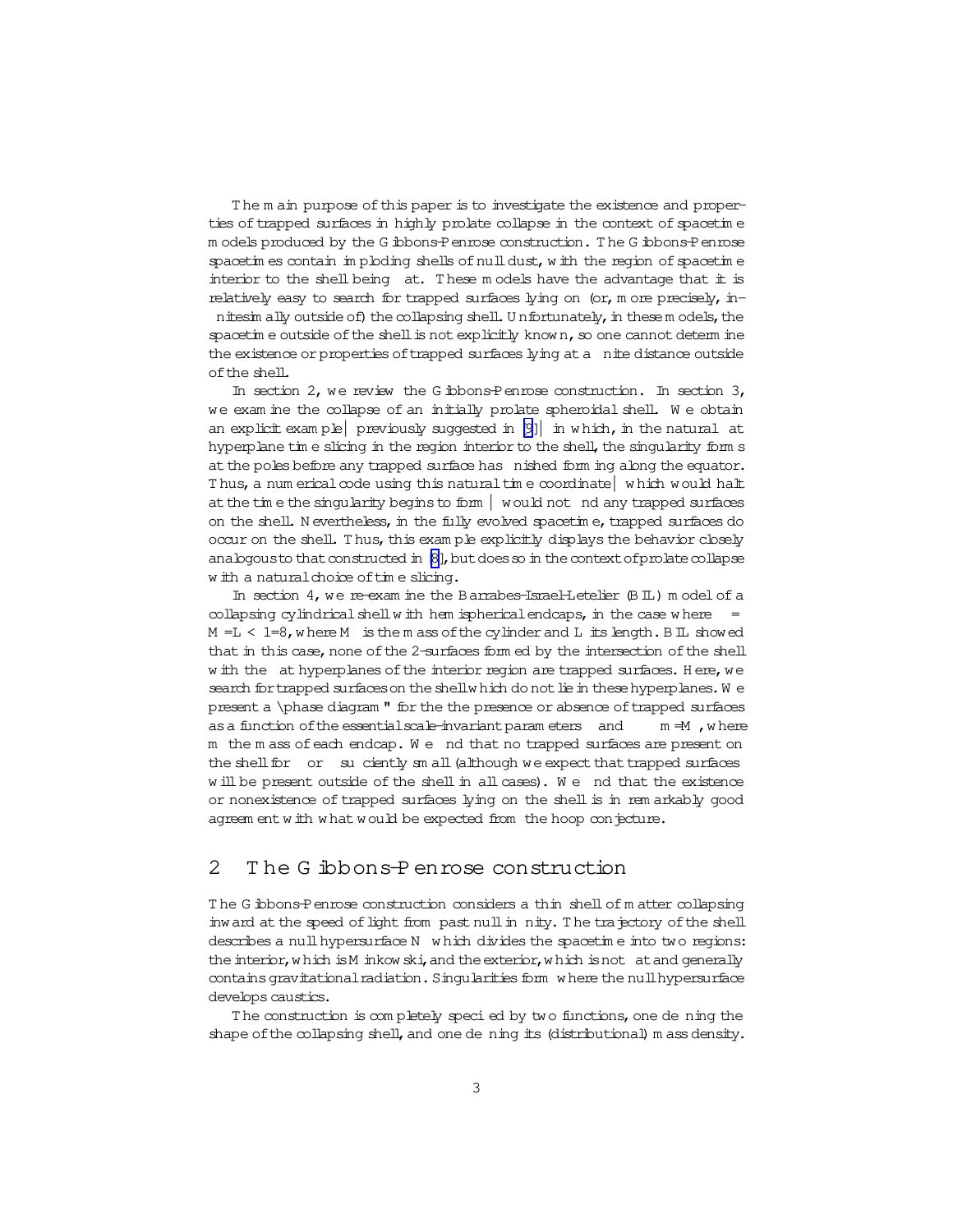The main purpose of this paper is to investigate the existence and properties of trapped surfaces in highly prolate collapse in the context of spacetime models produced by the Gibbons-Penrose construction. The Gibbons-Penrose spacetimes contain imploding shells of null dust, with the region of spacetime interior to the shell being flat. These models have the advantage that it is relatively easy to search for trapped surfaces lying on (or, more precisely, infinitesimally outside of) the collapsing shell. Unfortunately, in these models, the spacetime outside of the shell is not explicitly known, so one cannot determine the existence or properties of trapped surfaces lying at a finite distance outside of the shell.

In section 2, we review the Gibbons-Penrose construction. In section 3, we examine the collapse of an initially prolate spheroidal shell. We obtain an explicit example—previously suggested in [9]—in which, in the natural flat hyperplane time slicing in the region interior to the shell, the singularity forms at the poles before any trapped surface has finished forming along the equator. Thus, a numerical code using this natural time coordinate—which would halt at the time the singularity begins to form—would not find any trapped surfaces on the shell. Nevertheless, in the fully evolved spacetime, trapped surfaces do occur on the shell. Thus, this example explicitly displays the behavior closely analogous to that constructed in [8], but does so in the context of prolate collapse with a natural choice of time slicing.

In section 4, we re-examine the Barrabes-Israel-Letelier (BIL) model of a collapsing cylindrical shell with hemispherical endcaps, in the case where $\lambda = M/L < 1/8$, where $M$ is the mass of the cylinder and $L$ its length. BIL showed that in this case, none of the 2-surfaces formed by the intersection of the shell with the flat hyperplanes of the interior region are trapped surfaces. Here, we search for trapped surfaces on the shell which do not lie in these hyperplanes. We present a "phase diagram" for the the presence or absence of trapped surfaces as a function of the essential scale-invariant parameters $\lambda$ and $\mu \equiv m/M$, where $m$ the mass of each endcap. We find that no trapped surfaces are present on the shell for $\lambda$ or $\mu$ sufficiently small (although we expect that trapped surfaces will be present outside of the shell in all cases). We find that the existence or nonexistence of trapped surfaces lying on the shell is in remarkably good agreement with what would be expected from the hoop conjecture.

## 2 The Gibbons-Penrose construction

The Gibbons-Penrose construction considers a thin shell of matter collapsing inward at the speed of light from past null infinity. The trajectory of the shell describes a null hypersurface $\mathcal{N}$ which divides the spacetime into two regions: the interior, which is Minkowski, and the exterior, which is not flat and generally contains gravitational radiation. Singularities form where the null hypersurface develops caustics.

The construction is completely specified by two functions, one defining the shape of the collapsing shell, and one defining its (distributional) mass density.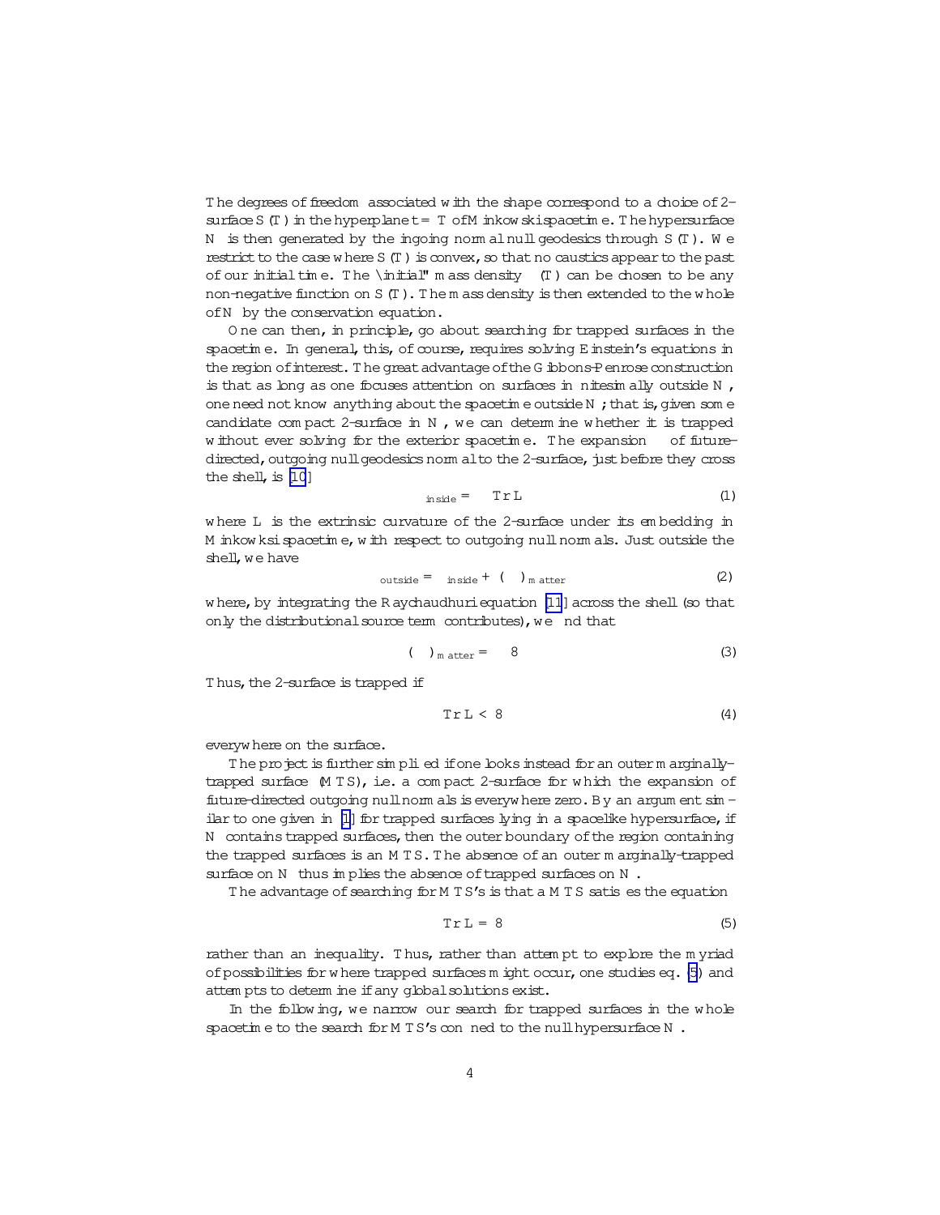The degrees of freedom associated with the shape correspond to a choice of 2-surface $S(T)$ in the hyperplane $t = T$ of Minkowski spacetime. The hypersurface $N$ is then generated by the ingoing normal null geodesics through $S(T)$. We restrict to the case where $S(T)$ is convex, so that no caustics appear to the past of our initial time. The "initial" mass density $\mu(T)$ can be chosen to be any non-negative function on $S(T)$. The mass density is then extended to the whole of $N$ by the conservation equation.

One can then, in principle, go about searching for trapped surfaces in the spacetime. In general, this, of course, requires solving Einstein's equations in the region of interest. The great advantage of the Gibbons-Penrose construction is that as long as one focuses attention on surfaces infinitesimally outside $N$, one need not know anything about the spacetime outside $N$; that is, given some candidate compact 2-surface in $N$, we can determine whether it is trapped without ever solving for the exterior spacetime. The expansion $\theta$ of future-directed, outgoing null geodesics normal to the 2-surface, just before they cross the shell, is [10]

$$\theta_{\rm inside} = \mathrm{Tr}\, L \tag{1}$$

where $L$ is the extrinsic curvature of the 2-surface under its embedding in Minkowski spacetime, with respect to outgoing null normals. Just outside the shell, we have

$$\theta_{\rm outside} = \theta_{\rm inside} + (\Delta\theta)_{\rm matter} \tag{2}$$

where, by integrating the Raychaudhuri equation [11] across the shell (so that only the distributional source term contributes), we find that

$$(\Delta\theta)_{\rm matter} = -8\pi\mu \tag{3}$$

Thus, the 2-surface is trapped if

$$\mathrm{Tr}\, L < 8\pi\mu \tag{4}$$

everywhere on the surface.

The project is further simplified if one looks instead for an outer marginally-trapped surface (MTS), i.e. a compact 2-surface for which the expansion of future-directed outgoing null normals is everywhere zero. By an argument similar to one given in [1] for trapped surfaces lying in a spacelike hypersurface, if $N$ contains trapped surfaces, then the outer boundary of the region containing the trapped surfaces is an MTS. The absence of an outer marginally-trapped surface on $N$ thus implies the absence of trapped surfaces on $N$.

The advantage of searching for MTS's is that a MTS satisfies the equation

$$\mathrm{Tr}\, L = 8\pi\mu \tag{5}$$

rather than an inequality. Thus, rather than attempt to explore the myriad of possibilities for where trapped surfaces might occur, one studies eq. (5) and attempts to determine if any global solutions exist.

In the following, we narrow our search for trapped surfaces in the whole spacetime to the search for MTS's confined to the null hypersurface $N$.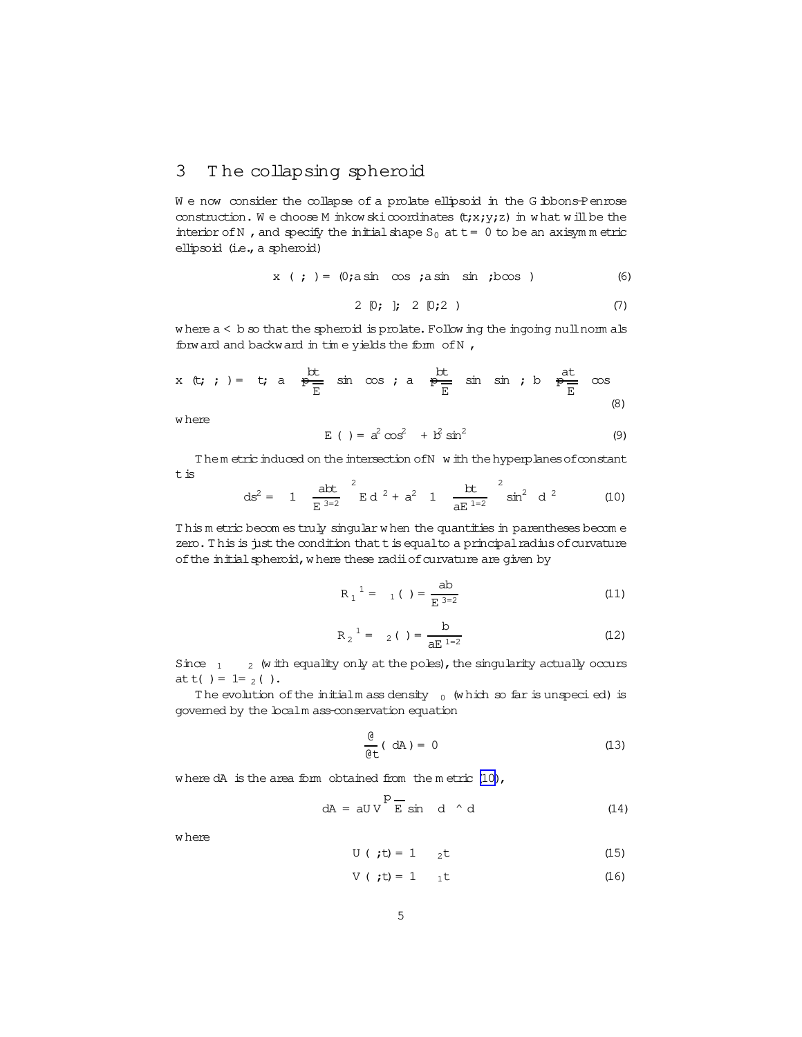## 3 The collapsing spheroid

We now consider the collapse of a prolate ellipsoid in the Gibbons-Penrose construction. We choose Minkowski coordinates $(t;x;y;z)$ in what will be the interior of $N$, and specify the initial shape $S_0$ at $t = 0$ to be an axisymmetric ellipsoid (i.e., a spheroid)

$$x(\theta;\phi) = (0; a\sin\theta\cos\phi; a\sin\theta\sin\phi; b\cos\theta) \tag{6}$$

$$\theta \in [0;\pi]; \quad \phi \in [0;2\pi) \tag{7}$$

where $a < b$ so that the spheroid is prolate. Following the ingoing null normals forward and backward in time yields the form of $N$,

$$x(t;\theta;\phi) = \left(t;\ \left(a - \frac{bt}{\sqrt{E}}\right)\sin\theta\cos\phi;\ \left(a - \frac{bt}{\sqrt{E}}\right)\sin\theta\sin\phi;\ \left(b - \frac{at}{\sqrt{E}}\right)\cos\theta\right) \tag{8}$$

where

$$E(\theta) = a^2\cos^2\theta + b^2\sin^2\theta \tag{9}$$

The metric induced on the intersection of $N$ with the hyperplanes of constant $t$ is

$$ds^2 = \left(1 - \frac{abt}{E^{3/2}}\right)^2 E\, d\theta^2 + a^2\left(1 - \frac{bt}{aE^{1/2}}\right)^2 \sin^2\theta\, d\phi^2 \tag{10}$$

This metric becomes truly singular when the quantities in parentheses become zero. This is just the condition that $t$ is equal to a principal radius of curvature of the initial spheroid, where these radii of curvature are given by

$$R_1^{-1} = \kappa_1(\theta) = \frac{ab}{E^{3/2}} \tag{11}$$

$$R_2^{-1} = \kappa_2(\theta) = \frac{b}{aE^{1/2}} \tag{12}$$

Since $\kappa_1 \leq \kappa_2$ (with equality only at the poles), the singularity actually occurs at $t(\theta) = 1/\kappa_2(\theta)$.

The evolution of the initial mass density $\mu_0$ (which so far is unspecified) is governed by the local mass-conservation equation

$$\frac{\partial}{\partial t}(\mu\, dA) = 0 \tag{13}$$

where $dA$ is the area form obtained from the metric (10),

$$dA = aUV\sqrt{E}\sin\theta\, d\theta \wedge d\phi \tag{14}$$

where

$$U(\theta;t) = 1 - \kappa_2 t \tag{15}$$

$$V(\theta;t) = 1 - \kappa_1 t \tag{16}$$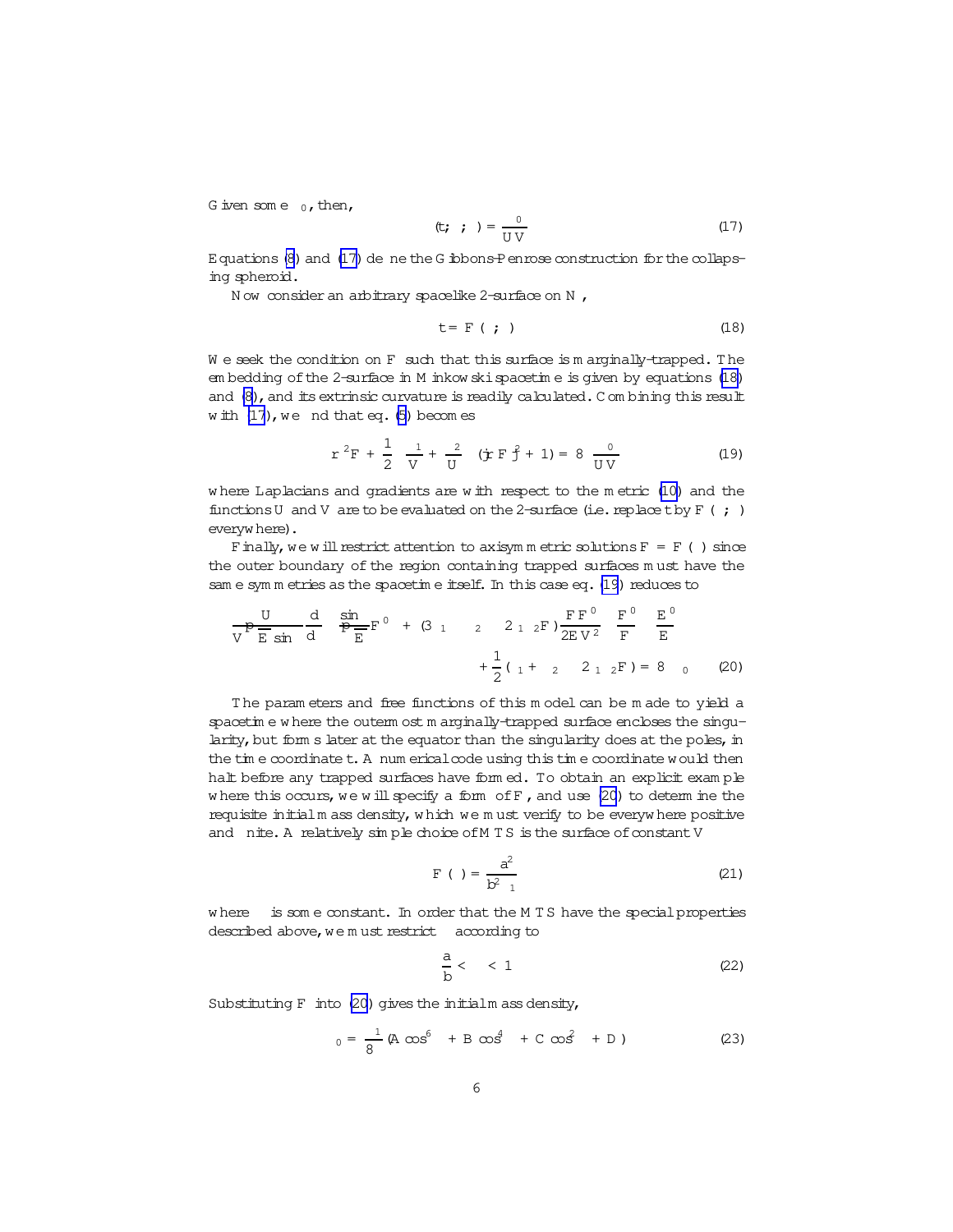Given some $\rho_0$, then,

$$\rho(t;\theta;\phi) = \frac{\rho_0}{UV} \tag{17}$$

Equations (8) and (17) define the Gibbons-Penrose construction for the collapsing spheroid.

Now consider an arbitrary spacelike 2-surface on $N$,

$$t = F(\theta;\phi) \tag{18}$$

We seek the condition on $F$ such that this surface is marginally-trapped. The embedding of the 2-surface in Minkowski spacetime is given by equations (18) and (8), and its extrinsic curvature is readily calculated. Combining this result with (17), we find that eq. (6) becomes

$$\nabla^2 F + \frac{1}{2}\left(\frac{\lambda_1}{V} + \frac{\lambda_2}{U}\right)(|\nabla F|^2 + 1) = 8\pi\frac{\rho_0}{UV} \tag{19}$$

where Laplacians and gradients are with respect to the metric (10) and the functions $U$ and $V$ are to be evaluated on the 2-surface (i.e. replace $t$ by $F(\theta;\phi)$ everywhere).

Finally, we will restrict attention to axisymmetric solutions $F = F(\theta)$ since the outer boundary of the region containing trapped surfaces must have the same symmetries as the spacetime itself. In this case eq. (19) reduces to

$$\frac{\sqrt{U}}{V\sqrt{E}\sin\theta}\frac{d}{d\theta}\left(\frac{\sin\theta}{\sqrt{E}}F'\right) + (3\lambda_1 - \lambda_2 - 2\lambda_1\lambda_2 F)\frac{FF'}{2EV^2}\left(\frac{F'}{F} - \frac{E'}{E}\right)$$
$$+\frac{1}{2}(\lambda_1 + \lambda_2 - 2\lambda_1\lambda_2 F) = 8\pi\rho_0 \tag{20}$$

The parameters and free functions of this model can be made to yield a spacetime where the outermost marginally-trapped surface encloses the singularity, but forms later at the equator than the singularity does at the poles, in the time coordinate $t$. A numerical code using this time coordinate would then halt before any trapped surfaces have formed. To obtain an explicit example where this occurs, we will specify a form of $F$, and use (20) to determine the requisite initial mass density, which we must verify to be everywhere positive and finite. A relatively simple choice of MTS is the surface of constant $V$

$$F(\theta) = \frac{a^2}{b^2\alpha - \lambda_1} \tag{21}$$

where $\alpha$ is some constant. In order that the MTS have the special properties described above, we must restrict $\alpha$ according to

$$\frac{a}{b} < \alpha < 1 \tag{22}$$

Substituting $F$ into (20) gives the initial mass density,

$$\rho_0 = \frac{1}{8\pi}(A\cos^6\theta + B\cos^4\theta + C\cos^2\theta + D) \tag{23}$$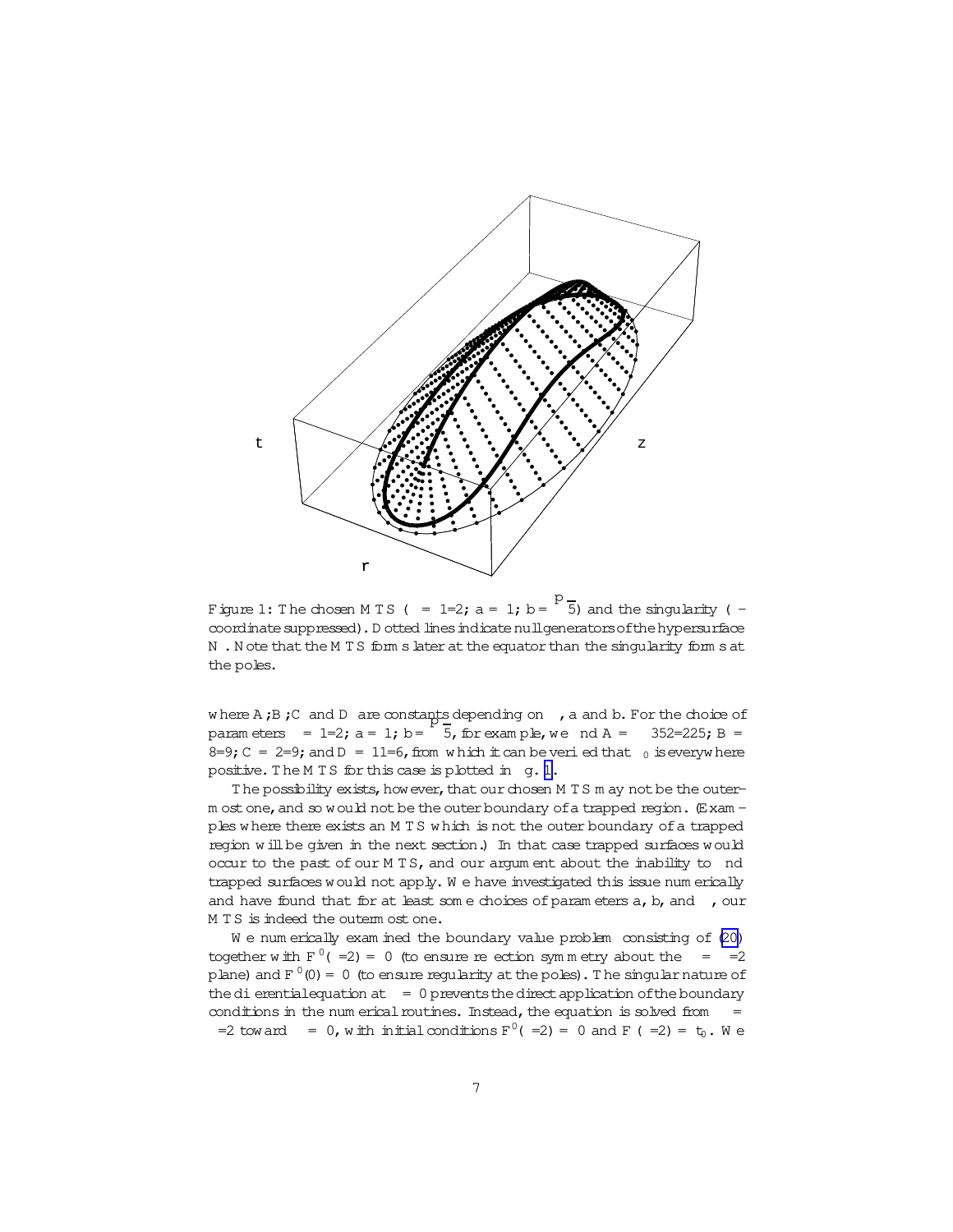Figure 1: The chosen MTS ($\lambda = 1/2$; $a = 1$; $b = \sqrt{5}$) and the singularity ($\phi$-coordinate suppressed). Dotted lines indicate null generators of the hypersurface $N$. Note that the MTS forms later at the equator than the singularity forms at the poles.

where $A$, $B$, $C$ and $D$ are constants depending on $\lambda$, $a$ and $b$. For the choice of parameters $\lambda = 1/2$; $a = 1$; $b = \sqrt{5}$, for example, we find $A = -352/225$; $B = 8/9$; $C = 2/9$; and $D = 11/6$, from which it can be verified that $\theta_0$ is everywhere positive. The MTS for this case is plotted in fig. 1.

The possibility exists, however, that our chosen MTS may not be the outermost one, and so would not be the outer boundary of a trapped region. (Examples where there exists an MTS which is not the outer boundary of a trapped region will be given in the next section.) In that case trapped surfaces would occur to the past of our MTS, and our argument about the inability to find trapped surfaces would not apply. We have investigated this issue numerically and have found that for at least some choices of parameters $a$, $b$, and $\lambda$, our MTS is indeed the outermost one.

We numerically examined the boundary value problem consisting of (20) together with $F'(\pi/2) = 0$ (to ensure reflection symmetry about the $\theta = \pi/2$ plane) and $F'(0) = 0$ (to ensure regularity at the poles). The singular nature of the differential equation at $\theta = 0$ prevents the direct application of the boundary conditions in the numerical routines. Instead, the equation is solved from $\theta = \pi/2$ toward $\theta = 0$, with initial conditions $F'(\pi/2) = 0$ and $F(\pi/2) = t_0$. We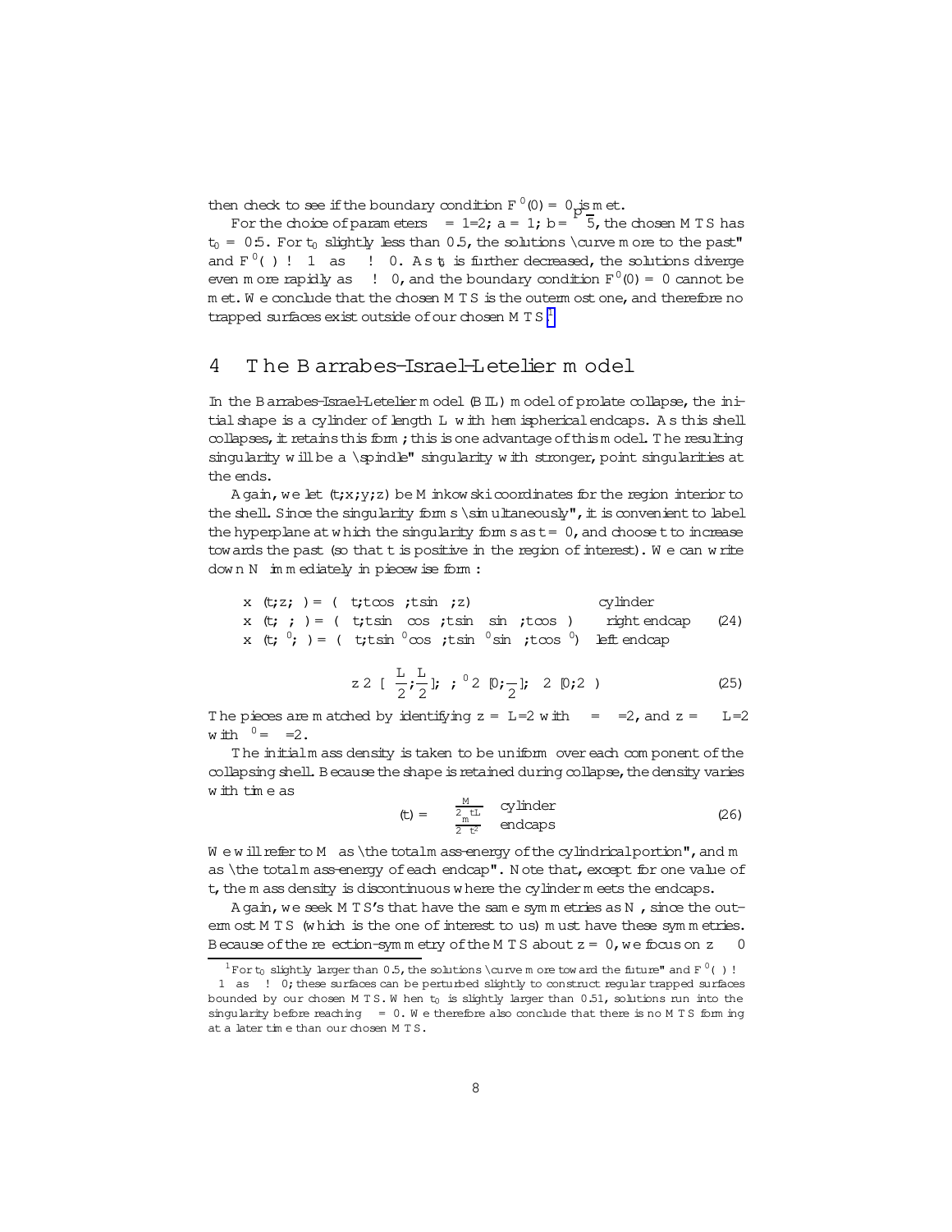then check to see if the boundary condition $F'(0) = 0$ is met.

For the choice of parameters $\alpha = 1/2$; $a = 1$; $b = \sqrt{5}$, the chosen MTS has $t_0 = 0.5$. For $t_0$ slightly less than 0.5, the solutions "curve more to the past" and $F'(\theta) \to -1$ as $\theta \to 0$. As $t_0$ is further decreased, the solutions diverge even more rapidly as $\theta \to 0$, and the boundary condition $F'(0) = 0$ cannot be met. We conclude that the chosen MTS is the outermost one, and therefore no trapped surfaces exist outside of our chosen MTS.[1]

# 4 The Barrabès–Israel–Letelier model

In the Barrabès–Israel–Letelier model (BIL) model of prolate collapse, the initial shape is a cylinder of length $L$ with hemispherical endcaps. As this shell collapses, it retains this form; this is one advantage of this model. The resulting singularity will be a "spindle" singularity with stronger, point singularities at the ends.

Again, we let $(t;x;y;z)$ be Minkowski coordinates for the region interior to the shell. Since the singularity forms "simultaneously", it is convenient to label the hyperplane at which the singularity forms as $t = 0$, and choose $t$ to increase towards the past (so that $t$ is positive in the region of interest). We can write down $N$ immediately in piecewise form:

$$
\begin{aligned}
x^\mu(t;z;\phi) &= (-t; t\cos\phi; t\sin\phi; z) && \text{cylinder} \\
x^\mu(t;\theta;\phi) &= (-t; t\sin\theta\cos\phi; t\sin\theta\sin\phi; t\cos\theta) && \text{right endcap} \\
x^\mu(t;\theta';\phi) &= (-t; t\sin\theta'\cos\phi; t\sin\theta'\sin\phi; t\cos\theta') && \text{left endcap}
\end{aligned}
\tag{24}
$$

$$
z \in \left[-\frac{L}{2};\frac{L}{2}\right];\quad \theta;\theta' \in \left[0;\frac{\pi}{2}\right];\quad \phi \in [0;2\pi)
\tag{25}
$$

The pieces are matched by identifying $z = L/2$ with $\theta = \pi/2$, and $z = -L/2$ with $\theta' = \pi/2$.

The initial mass density is taken to be uniform over each component of the collapsing shell. Because the shape is retained during collapse, the density varies with time as

$$
\sigma(t) = \begin{cases} \frac{M}{2\pi tL} & \text{cylinder} \\ \frac{m}{2\pi t^2} & \text{endcaps} \end{cases}
\tag{26}
$$

We will refer to $M$ as "the total mass-energy of the cylindrical portion", and $m$ as "the total mass-energy of each endcap". Note that, except for one value of $t$, the mass density is discontinuous where the cylinder meets the endcaps.

Again, we seek MTS's that have the same symmetries as $N$, since the outermost MTS (which is the one of interest to us) must have these symmetries. Because of the reflection-symmetry of the MTS about $z = 0$, we focus on $z \geq 0$

[1] For $t_0$ slightly larger than 0.5, the solutions "curve more toward the future" and $F'(\theta) \to 1$ as $\theta \to 0$; these surfaces can be perturbed slightly to construct regular trapped surfaces bounded by our chosen MTS. When $t_0$ is slightly larger than 0.51, solutions run into the singularity before reaching $\theta = 0$. We therefore also conclude that there is no MTS forming at a later time than our chosen MTS.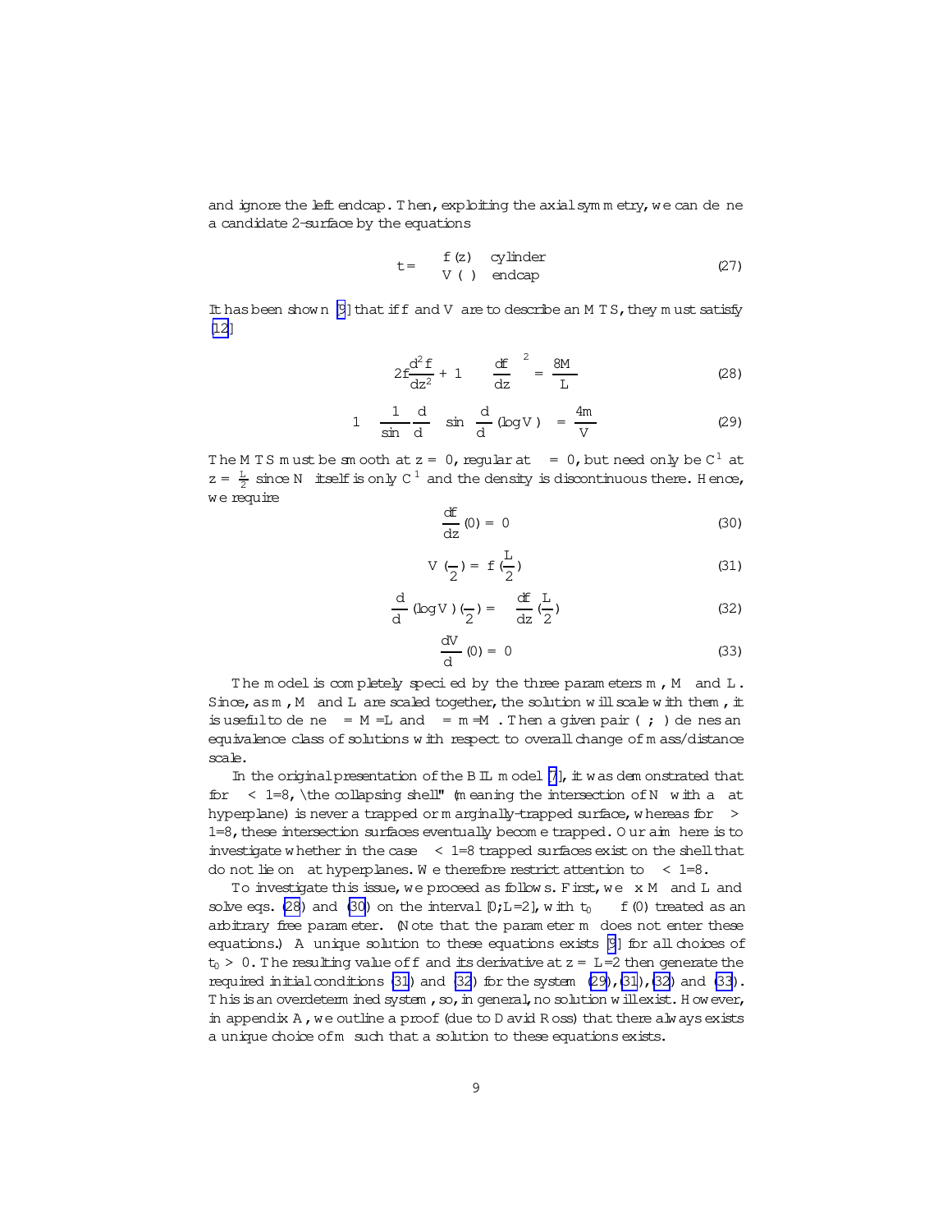and ignore the left endcap. Then, exploiting the axial symmetry, we can define a candidate 2-surface by the equations

$$t = \begin{cases} f(z) & \text{cylinder} \\ V(\theta) & \text{endcap} \end{cases} \tag{27}$$

It has been shown [9] that if $f$ and $V$ are to describe an MTS, they must satisfy [12]

$$2f\frac{d^2 f}{dz^2} + 1 - \left(\frac{df}{dz}\right)^2 = \frac{8M}{L} \tag{28}$$

$$1 - \frac{1}{\sin\theta}\frac{d}{d\theta}\left(\sin\theta\frac{d}{d\theta}(\log V)\right) = \frac{4m}{V} \tag{29}$$

The MTS must be smooth at $z = 0$, regular at $\theta = 0$, but need only be $C^1$ at $z = \frac{L}{2}$ since $N$ itself is only $C^1$ and the density is discontinuous there. Hence, we require

$$\frac{df}{dz}(0) = 0 \tag{30}$$

$$V\left(\frac{\pi}{2}\right) = f\left(\frac{L}{2}\right) \tag{31}$$

$$\frac{d}{d\theta}(\log V)\left(\frac{\pi}{2}\right) = -\frac{df}{dz}\left(\frac{L}{2}\right) \tag{32}$$

$$\frac{dV}{d\theta}(0) = 0 \tag{33}$$

The model is completely specified by the three parameters $m$, $M$ and $L$. Since, as $m$, $M$ and $L$ are scaled together, the solution will scale with them, it is useful to define $\alpha = M/L$ and $\beta = m/M$. Then a given pair $(\alpha;\beta)$ defines an equivalence class of solutions with respect to overall change of mass/distance scale.

In the original presentation of the BIL model [7], it was demonstrated that for $\alpha < 1/8$, "the collapsing shell" (meaning the intersection of $N$ with a flat hyperplane) is never a trapped or marginally-trapped surface, whereas for $\alpha > 1/8$, these intersection surfaces eventually become trapped. Our aim here is to investigate whether in the case $\alpha < 1/8$ trapped surfaces exist on the shell that do not lie on flat hyperplanes. We therefore restrict attention to $\alpha < 1/8$.

To investigate this issue, we proceed as follows. First, we fix $M$ and $L$ and solve eqs. (28) and (30) on the interval $[0; L/2]$, with $t_0 \equiv f(0)$ treated as an arbitrary free parameter. (Note that the parameter $m$ does not enter these equations.) A unique solution to these equations exists [9] for all choices of $t_0 > 0$. The resulting value of $f$ and its derivative at $z = L/2$ then generate the required initial conditions (31) and (32) for the system (29),(31),(32) and (33). This is an overdetermined system, so, in general, no solution will exist. However, in appendix A, we outline a proof (due to David Ross) that there always exists a unique choice of $m$ such that a solution to these equations exists.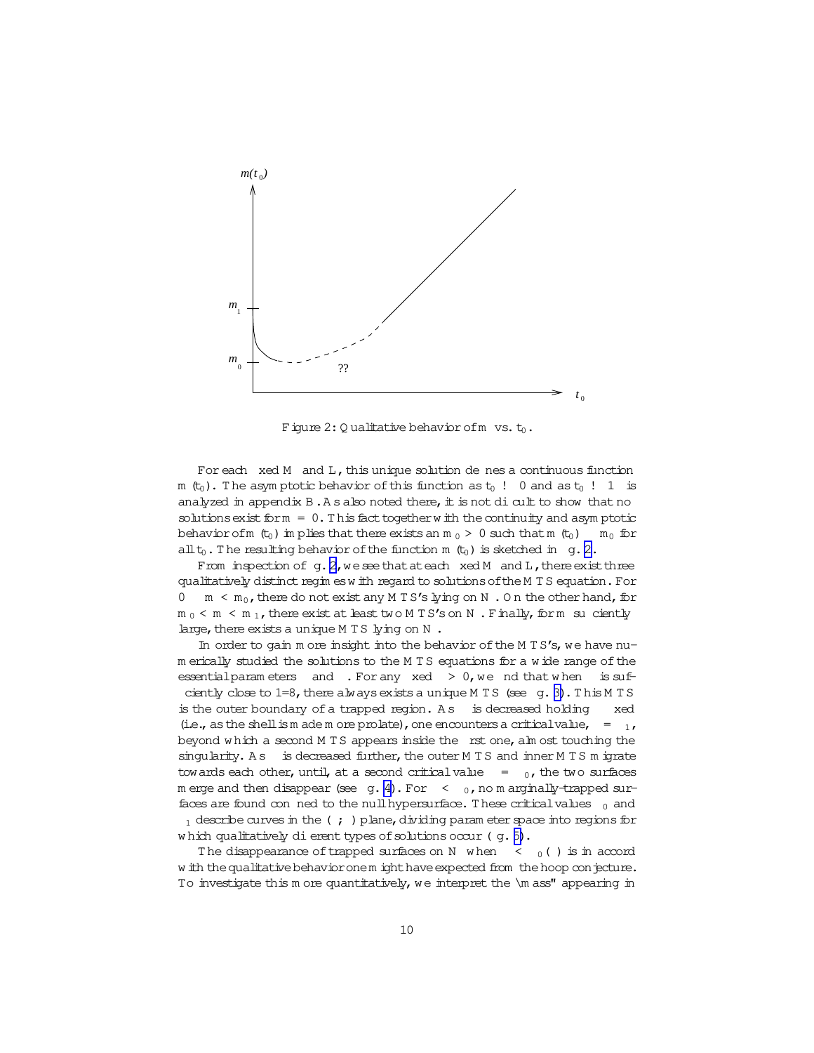Figure 2: Qualitative behavior of $m$ vs. $t_0$.

For each fixed $M$ and $L$, this unique solution defines a continuous function $m(t_0)$. The asymptotic behavior of this function as $t_0 \to 0$ and as $t_0 \to \infty$ is analyzed in appendix B. As also noted there, it is not difficult to show that no solutions exist for $m = 0$. This fact together with the continuity and asymptotic behavior of $m(t_0)$ implies that there exists an $m_0 > 0$ such that $m(t_0) \geq m_0$ for all $t_0$. The resulting behavior of the function $m(t_0)$ is sketched in fig. 2.

From inspection of fig. 2, we see that at each fixed $M$ and $L$, there exist three qualitatively distinct regimes with regard to solutions of the MTS equation. For $0 \leq m < m_0$, there do not exist any MTS's lying on $N$. On the other hand, for $m_0 < m < m_1$, there exist at least two MTS's on $N$. Finally, for $m$ sufficiently large, there exists a unique MTS lying on $N$.

In order to gain more insight into the behavior of the MTS's, we have numerically studied the solutions to the MTS equations for a wide range of the essential parameters $\alpha$ and $\beta$. For any fixed $\beta > 0$, we find that when $\alpha$ is sufficiently close to $1/8$, there always exists a unique MTS (see fig. 3). This MTS is the outer boundary of a trapped region. As $\alpha$ is decreased holding $\beta$ fixed (i.e., as the shell is made more prolate), one encounters a critical value, $\alpha = \alpha_1$, beyond which a second MTS appears inside the first one, almost touching the singularity. As $\alpha$ is decreased further, the outer MTS and inner MTS migrate towards each other, until, at a second critical value $\alpha = \alpha_0$, the two surfaces merge and then disappear (see fig. 4). For $\alpha < \alpha_0$, no marginally-trapped surfaces are found confined to the null hypersurface. These critical values $\alpha_0$ and $\alpha_1$ describe curves in the $(\alpha;\beta)$ plane, dividing parameter space into regions for which qualitatively different types of solutions occur (fig. 5).

The disappearance of trapped surfaces on $N$ when $\alpha < \alpha_0(\beta)$ is in accord with the qualitative behavior one might have expected from the hoop conjecture. To investigate this more quantitatively, we interpret the "mass" appearing in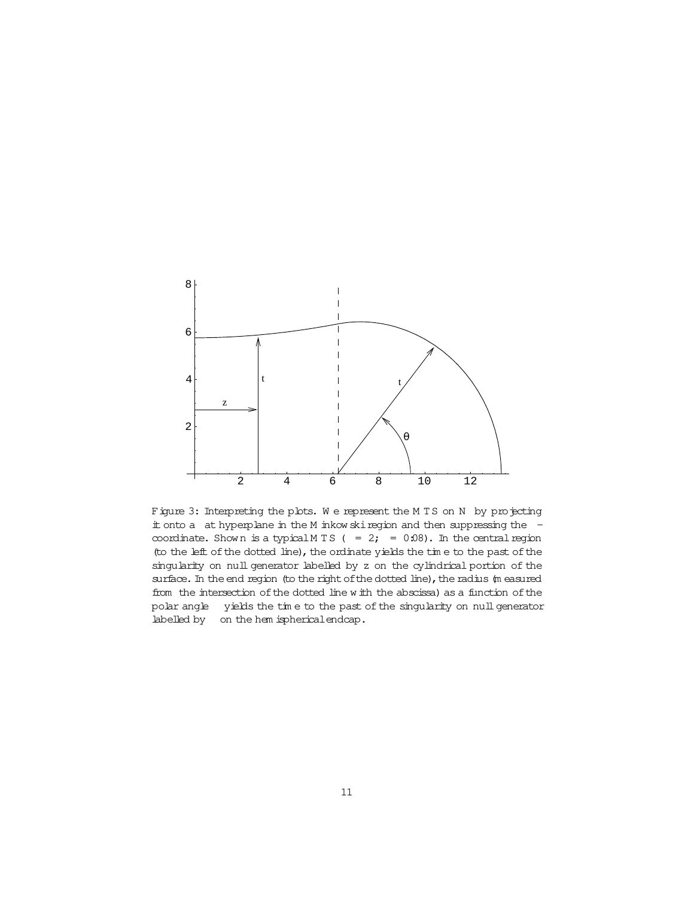Figure 3: Interpreting the plots. We represent the MTS on $N$ by projecting it onto a flat hyperplane in the Minkowski region and then suppressing the $\phi$-coordinate. Shown is a typical MTS ($\alpha = 2$; $\beta = 0.08$). In the central region (to the left of the dotted line), the ordinate yields the time to the past of the singularity on null generator labelled by $z$ on the cylindrical portion of the surface. In the end region (to the right of the dotted line), the radius (measured from the intersection of the dotted line with the abscissa) as a function of the polar angle $\theta$ yields the time to the past of the singularity on null generator labelled by $\theta$ on the hemispherical endcap.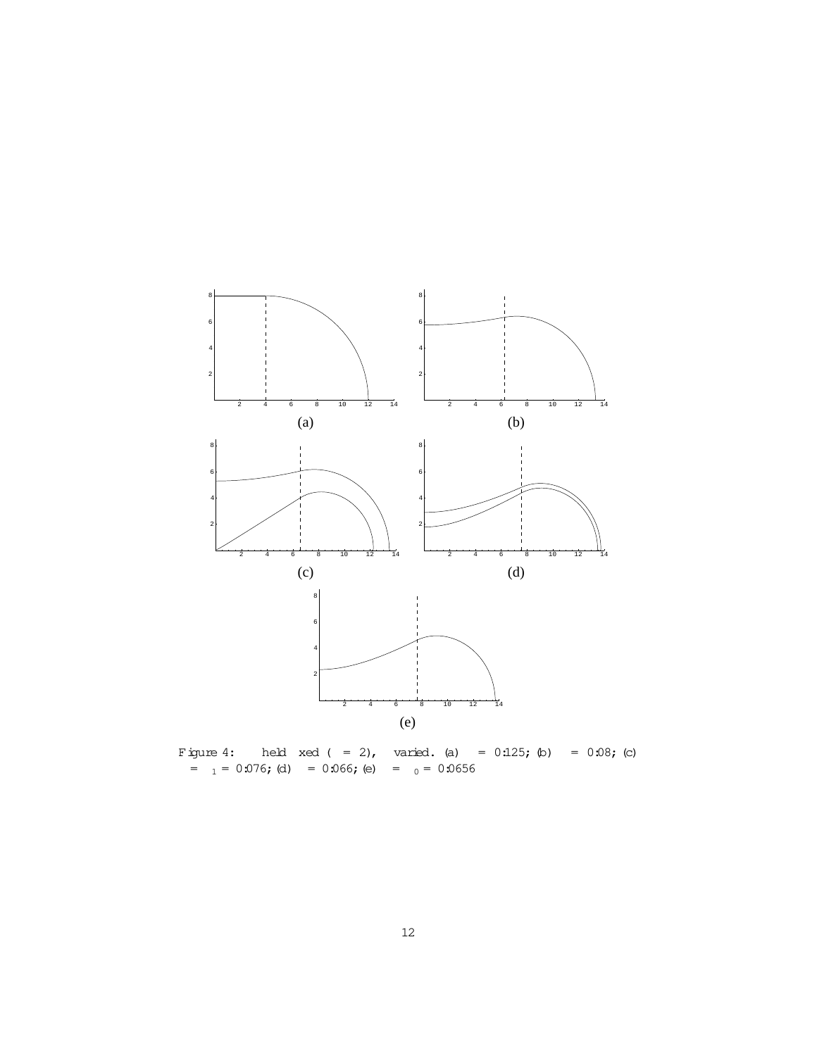(a)

(b)

(c)

(d)

(e)

Figure 4: held xed ( = 2), varied. (a) = 0:125; (b) = 0:08; (c) = $_1$ = 0:076; (d) = 0:066; (e) = $_0$ = 0:0656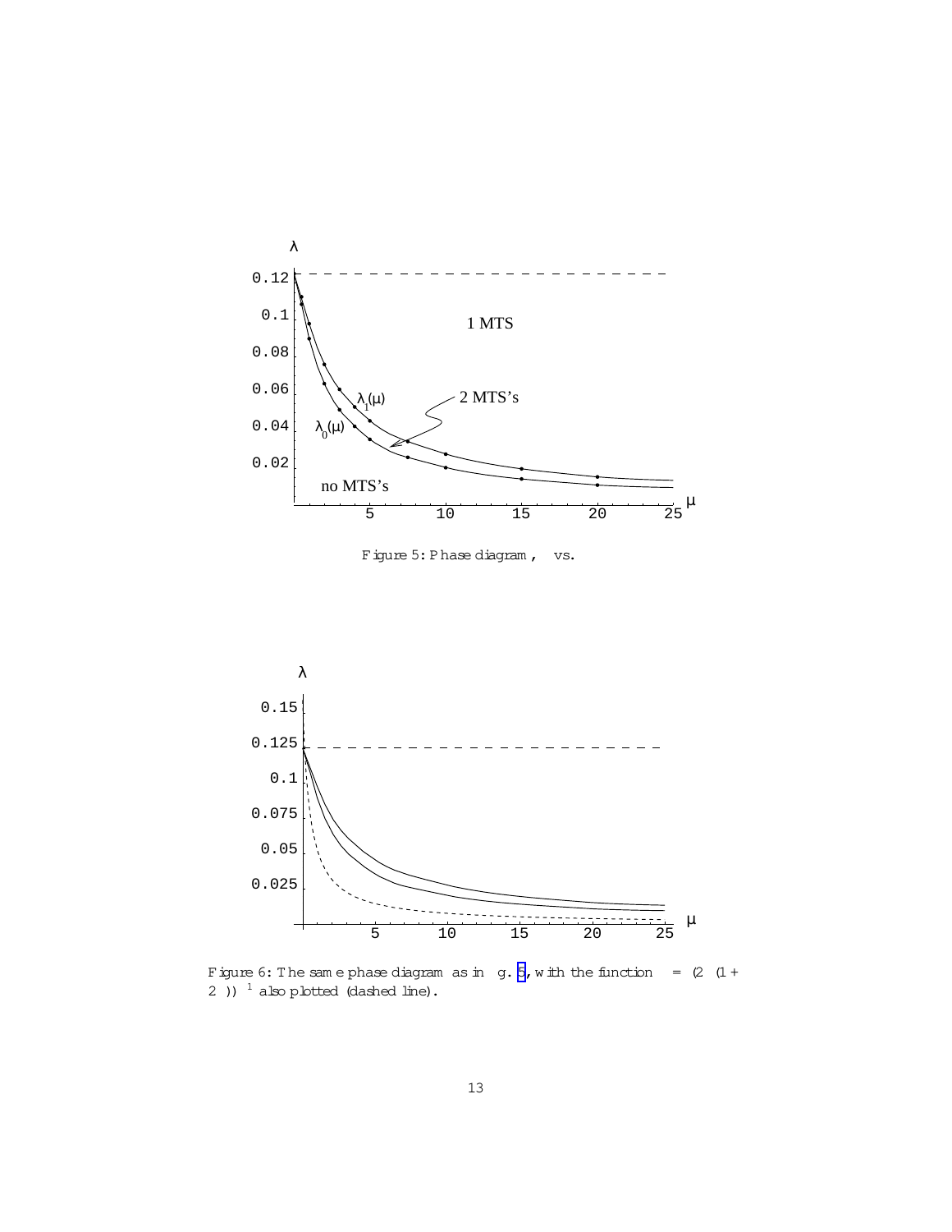Figure 5: Phase diagram, $\lambda$ vs. $\mu$.

Figure 6: The same phase diagram as in fig. 5, with the function $\lambda = (2\mu(1+2\mu))^{-1}$ also plotted (dashed line).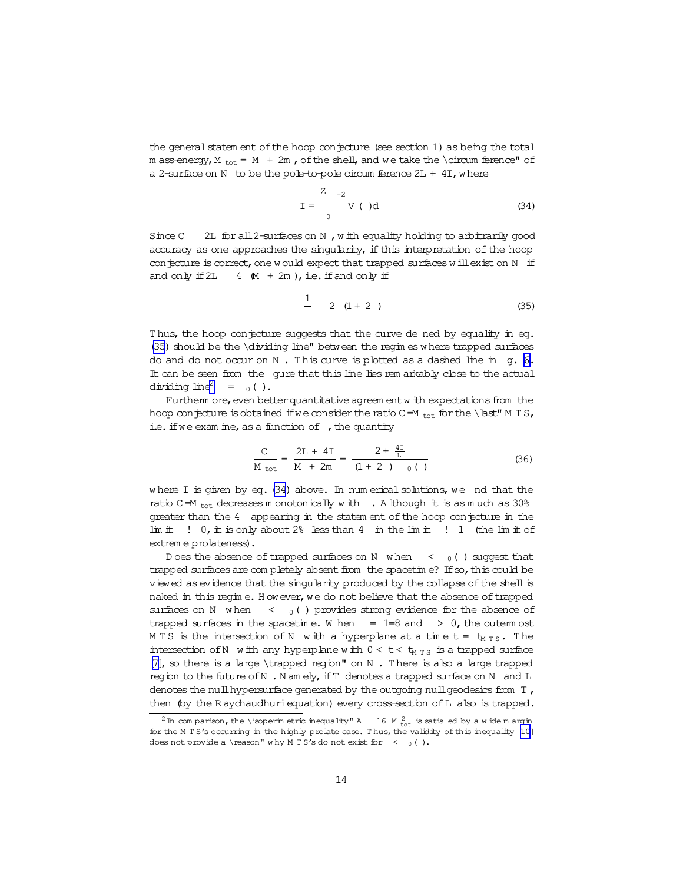the general statement of the hoop conjecture (see section 1) as being the total mass-energy, $M_{tot} = M + 2m$, of the shell, and we take the "circumference" of a 2-surface on $N$ to be the pole-to-pole circumference $2L + 4I$, where

$$I = \int_0^{\theta=\pi/2} V(\theta) d\theta \tag{34}$$

Since $C \geq 2L$ for all 2-surfaces on $N$, with equality holding to arbitrarily good accuracy as one approaches the singularity, if this interpretation of the hoop conjecture is correct, one would expect that trapped surfaces will exist on $N$ if and only if $2L \leq 4\pi(M + 2m)$, i.e. if and only if

$$\frac{1}{\alpha} \leq 2\pi(1 + 2\gamma) \tag{35}$$

Thus, the hoop conjecture suggests that the curve defined by equality in eq. (35) should be the "dividing line" between the regimes where trapped surfaces do and do not occur on $N$. This curve is plotted as a dashed line in fig. 6. It can be seen from the figure that this line lies remarkably close to the actual dividing line[2] $\alpha = \alpha_0(\gamma)$.

Furthermore, even better quantitative agreement with expectations from the hoop conjecture is obtained if we consider the ratio $C/M_{tot}$ for the "last" MTS, i.e. if we examine, as a function of $\gamma$, the quantity

$$\frac{C}{M_{tot}} = \frac{2L + 4I}{M + 2m} = \frac{2 + \frac{4I}{L}}{(1 + 2\gamma)\alpha_0(\gamma)} \tag{36}$$

where $I$ is given by eq. (34) above. In numerical solutions, we find that the ratio $C/M_{tot}$ decreases monotonically with $\gamma$. Although it is as much as 30% greater than the $4\pi$ appearing in the statement of the hoop conjecture in the limit $\gamma \to 0$, it is only about 2% less than $4\pi$ in the limit $\gamma \to 1$ (the limit of extreme prolateness).

Does the absence of trapped surfaces on $N$ when $\alpha < \alpha_0(\gamma)$ suggest that trapped surfaces are completely absent from the spacetime? If so, this could be viewed as evidence that the singularity produced by the collapse of the shell is naked in this regime. However, we do not believe that the absence of trapped surfaces on $N$ when $\alpha < \alpha_0(\gamma)$ provides strong evidence for the absence of trapped surfaces in the spacetime. When $\alpha = 1/8$ and $\gamma > 0$, the outermost MTS is the intersection of $N$ with a hyperplane at a time $t = t_{MTS}$. The intersection of $N$ with any hyperplane with $0 < t < t_{MTS}$ is a trapped surface [7], so there is a large "trapped region" on $N$. There is also a large trapped region to the future of $N$. Namely, if $T$ denotes a trapped surface on $N$ and $L$ denotes the null hypersurface generated by the outgoing null geodesics from $T$, then (by the Raychaudhuri equation) every cross-section of $L$ also is trapped.

---

[2] In comparison, the "isoperimetric inequality" $A \leq 16\pi M_{tot}^2$ is satisfied by a wide margin for the MTS's occurring in the highly prolate case. Thus, the validity of this inequality [10] does not provide a "reason" why MTS's do not exist for $\alpha < \alpha_0(\gamma)$.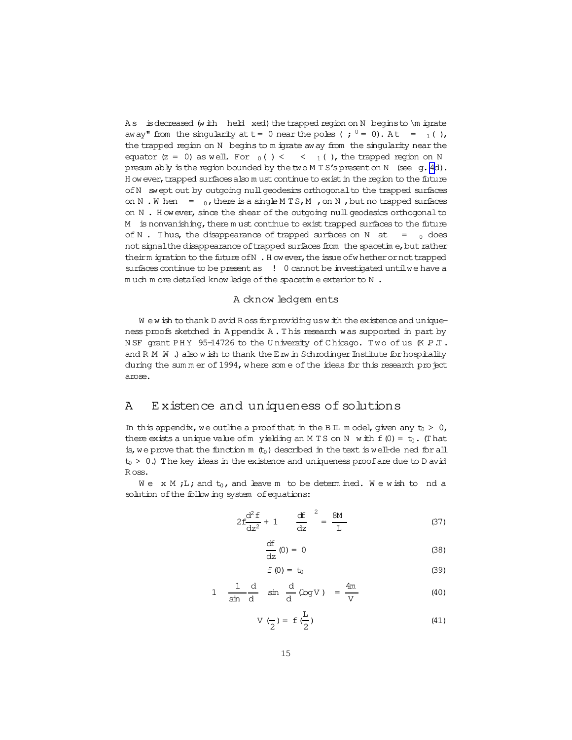As $\alpha$ is decreased (with $\lambda$ held fixed) the trapped region on $N$ begins to "migrate away" from the singularity at $t = 0$ near the poles ($\theta$; $\theta' = 0$). At $\alpha = \alpha_1(\lambda)$, the trapped region on $N$ begins to migrate away from the singularity near the equator ($z = 0$) as well. For $\alpha_0(\lambda) < \alpha < \alpha_1(\lambda)$, the trapped region on $N$ presumably is the region bounded by the two MTS's present on $N$ (see fig. 4d). However, trapped surfaces also must continue to exist in the region to the future of $N$ swept out by outgoing null geodesics orthogonal to the trapped surfaces on $N$. When $\alpha = \alpha_0$, there is a single MTS, $M$, on $N$, but no trapped surfaces on $N$. However, since the shear of the outgoing null geodesics orthogonal to $M$ is nonvanishing, there must continue to exist trapped surfaces to the future of $N$. Thus, the disappearance of trapped surfaces on $N$ at $\alpha = \alpha_0$ does not signal the disappearance of trapped surfaces from the spacetime, but rather their migration to the future of $N$. However, the issue of whether or not trapped surfaces continue to be present as $\alpha \to 0$ cannot be investigated until we have a much more detailed knowledge of the spacetime exterior to $N$.

## Acknowledgements

We wish to thank David Ross for providing us with the existence and uniqueness proofs sketched in Appendix A. This research was supported in part by NSF grant PHY 95-14726 to the University of Chicago. Two of us (K.P.T. and R.M.W.) also wish to thank the Erwin Schrodinger Institute for hospitality during the summer of 1994, where some of the ideas for this research project arose.

# A Existence and uniqueness of solutions

In this appendix, we outline a proof that in the BIL model, given any $t_0 > 0$, there exists a unique value of $m$ yielding an MTS on $N$ with $f(0) = t_0$. (That is, we prove that the function $m(t_0)$ described in the text is well-defined for all $t_0 > 0$.) The key ideas in the existence and uniqueness proof are due to David Ross.

We fix $M$; $L$; and $t_0$, and leave $m$ to be determined. We wish to find a solution of the following system of equations:

$$2f\frac{d^2f}{dz^2} + 1 - \left(\frac{df}{dz}\right)^2 = \frac{8M}{L} \quad (37)$$

$$\frac{df}{dz}(0) = 0 \quad (38)$$

$$f(0) = t_0 \quad (39)$$

$$1 - \frac{1}{\sin\theta}\frac{d}{d\theta}\left(\sin\theta\frac{d}{d\theta}(\log V)\right) = \frac{4m}{V} \quad (40)$$

$$V\left(\frac{\pi}{2}\right) = f\left(\frac{L}{2}\right) \quad (41)$$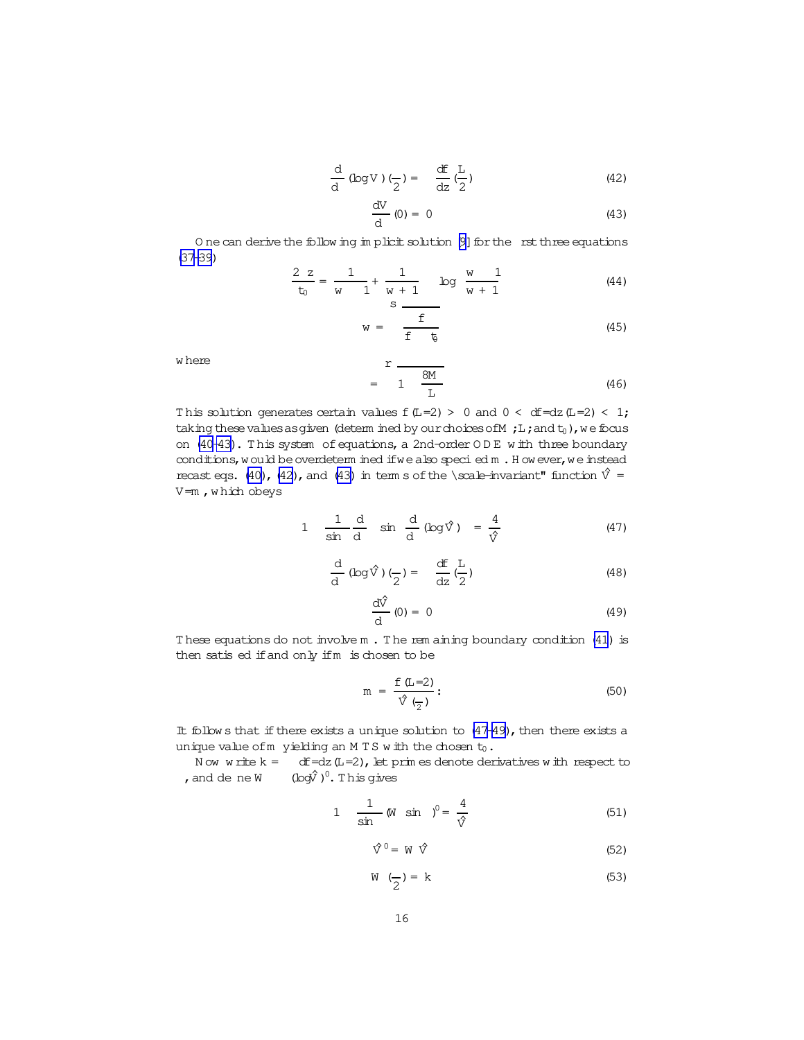$$\frac{d}{d\theta}(\log V)\left(\frac{\pi}{2}\right) = -\frac{df}{dz}\left(\frac{L}{2}\right) \tag{42}$$

$$\frac{dV}{d\theta}(0) = 0 \tag{43}$$

One can derive the following implicit solution [9] for the first three equations (37–39)

$$\frac{2\gamma z}{t_0} = \left(\frac{1}{w-1} + \frac{1}{w+1} - \gamma \log\frac{w-1}{w+1}\right) \tag{44}$$

$$w = \sqrt{\frac{f}{f - t_0}} \tag{45}$$

where

$$\gamma = \sqrt{1 - \frac{8M}{L}} \tag{46}$$

This solution generates certain values $f(L/2) > 0$ and $0 < df/dz(L/2) < 1$; taking these values as given (determined by our choices of $M$, $L$, and $t_0$), we focus on (40–43). This system of equations, a 2nd-order ODE with three boundary conditions, would be overdetermined if we also specified $m$. However, we instead recast eqs. (40), (42), and (43) in terms of the "scale-invariant" function $\hat{V} = V/m$, which obeys

$$1 - \frac{1}{\sin\theta}\frac{d}{d\theta}\left(\sin\theta\frac{d}{d\theta}(\log\hat{V})\right) = \frac{4}{\hat{V}} \tag{47}$$

$$\frac{d}{d\theta}(\log\hat{V})\left(\frac{\pi}{2}\right) = -\frac{df}{dz}\left(\frac{L}{2}\right) \tag{48}$$

$$\frac{d\hat{V}}{d\theta}(0) = 0 \tag{49}$$

These equations do not involve $m$. The remaining boundary condition (41) is then satisfied if and only if $m$ is chosen to be

$$m = \frac{f(L/2)}{\hat{V}(\frac{\pi}{2})}. \tag{50}$$

It follows that if there exists a unique solution to (47–49), then there exists a unique value of $m$ yielding an MTS with the chosen $t_0$.

Now write $k = -df/dz(L/2)$, let primes denote derivatives with respect to $\theta$, and define $W \equiv (\log\hat{V})'$. This gives

$$1 - \frac{1}{\sin\theta}(W\sin\theta)' = \frac{4}{\hat{V}} \tag{51}$$

$$\hat{V}' = W\hat{V} \tag{52}$$

$$W\left(\frac{\pi}{2}\right) = k \tag{53}$$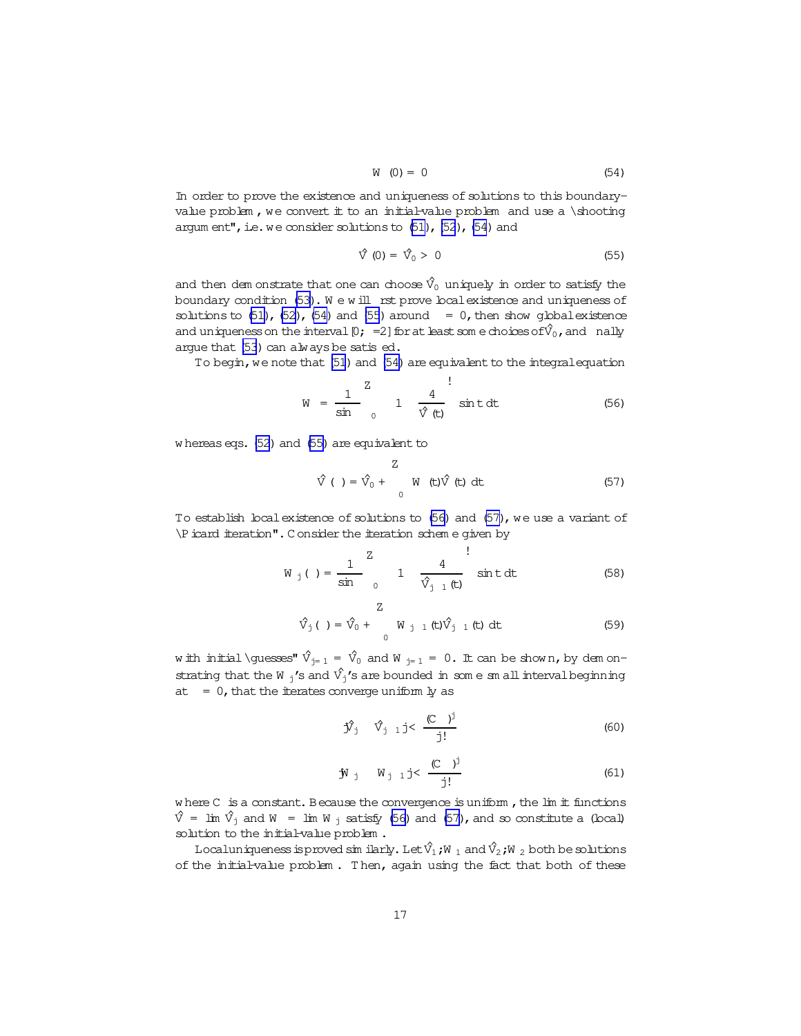$$W(0) = 0 \tag{54}$$

In order to prove the existence and uniqueness of solutions to this boundary-value problem, we convert it to an initial-value problem and use a "shooting argument", i.e. we consider solutions to (51), (52), (54) and

$$\hat{V}(0) = \hat{V}_0 > 0 \tag{55}$$

and then demonstrate that one can choose $\hat{V}_0$ uniquely in order to satisfy the boundary condition (53). We will first prove local existence and uniqueness of solutions to (51), (52), (54) and (55) around $\theta = 0$, then show global existence and uniqueness on the interval $[0; \pi/2]$ for at least some choices of $\hat{V}_0$, and finally argue that (53) can always be satisfied.

To begin, we note that (51) and (54) are equivalent to the integral equation

$$W = \frac{1}{\sin\theta}\int_0^{\theta}\left(1 - \frac{4}{\hat{V}(t)}\right)\sin t\, dt \tag{56}$$

whereas eqs. (52) and (55) are equivalent to

$$\hat{V}(\theta) = \hat{V}_0 + \int_0^{\theta} W(t)\hat{V}(t)\, dt \tag{57}$$

To establish local existence of solutions to (56) and (57), we use a variant of "Picard iteration". Consider the iteration scheme given by

$$W_j(\theta) = \frac{1}{\sin\theta}\int_0^{\theta}\left(1 - \frac{4}{\hat{V}_{j-1}(t)}\right)\sin t\, dt \tag{58}$$

$$\hat{V}_j(\theta) = \hat{V}_0 + \int_0^{\theta} W_{j-1}(t)\hat{V}_{j-1}(t)\, dt \tag{59}$$

with initial "guesses" $\hat{V}_{j=1} = \hat{V}_0$ and $W_{j=1} = 0$. It can be shown, by demonstrating that the $W_j$'s and $\hat{V}_j$'s are bounded in some small interval beginning at $\theta = 0$, that the iterates converge uniformly as

$$|\hat{V}_j - \hat{V}_{j-1}| < \frac{(C\theta)^j}{j!} \tag{60}$$

$$|W_j - W_{j-1}| < \frac{(C\theta)^j}{j!} \tag{61}$$

where $C$ is a constant. Because the convergence is uniform, the limit functions $\hat{V} = \lim \hat{V}_j$ and $W = \lim W_j$ satisfy (56) and (57), and so constitute a (local) solution to the initial-value problem.

Local uniqueness is proved similarly. Let $\hat{V}_1; W_1$ and $\hat{V}_2; W_2$ both be solutions of the initial-value problem. Then, again using the fact that both of these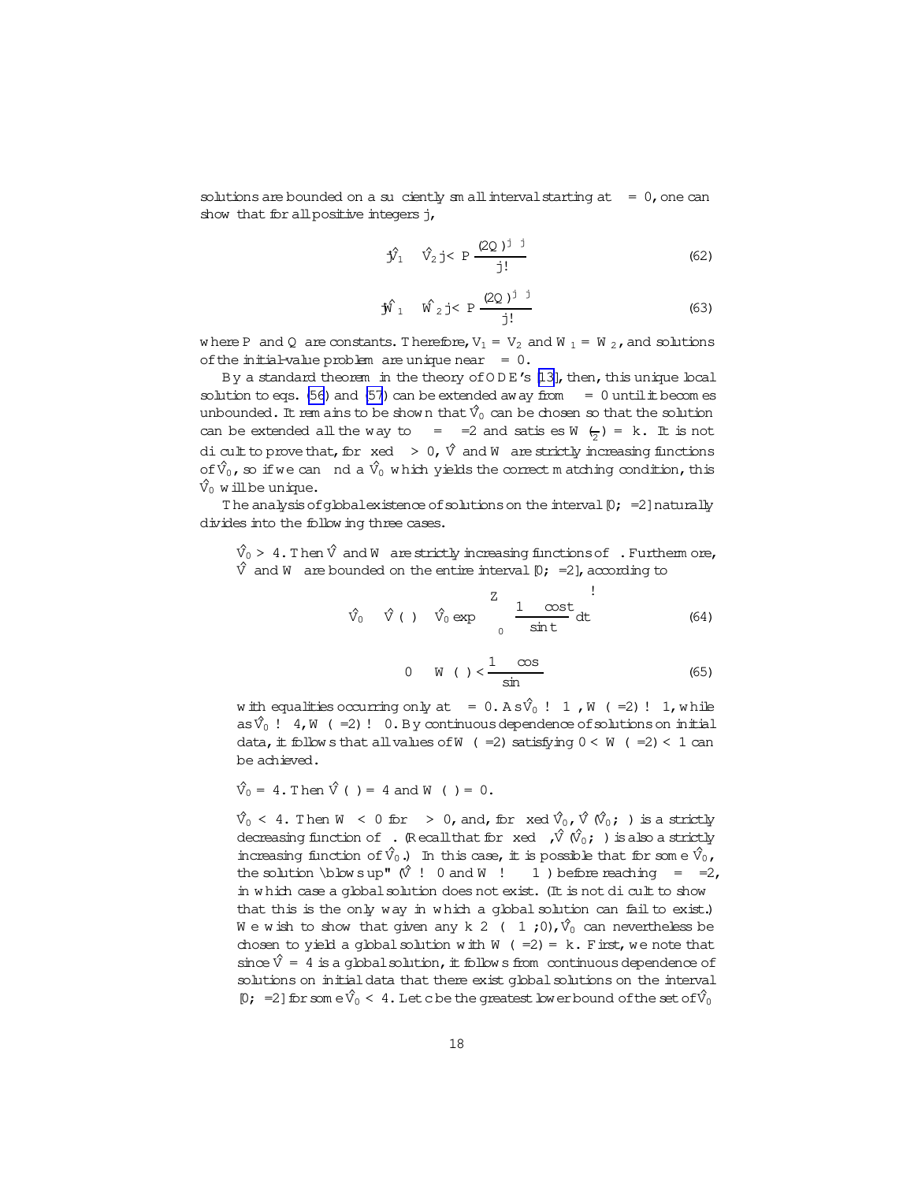solutions are bounded on a sufficiently small interval starting at $\theta = 0$, one can show that for all positive integers $j$,

$$|\hat{V}_1 - \hat{V}_2| < P \frac{(2Q\theta)^j \theta^j}{j!} \tag{62}$$

$$|\hat{W}_1 - \hat{W}_2| < P \frac{(2Q\theta)^j \theta^j}{j!} \tag{63}$$

where $P$ and $Q$ are constants. Therefore, $V_1 = V_2$ and $W_1 = W_2$, and solutions of the initial-value problem are unique near $\theta = 0$.

By a standard theorem in the theory of ODE's [13], then, this unique local solution to eqs. (56) and (57) can be extended away from $\theta = 0$ until it becomes unbounded. It remains to be shown that $\hat{V}_0$ can be chosen so that the solution can be extended all the way to $\theta = \pi/2$ and satisfies $W(\frac{\pi}{2}) = k$. It is not difficult to prove that, for fixed $\theta > 0$, $\hat{V}$ and $W$ are strictly increasing functions of $\hat{V}_0$, so if we can find a $\hat{V}_0$ which yields the correct matching condition, this $\hat{V}_0$ will be unique.

The analysis of global existence of solutions on the interval $[0,\pi/2]$ naturally divides into the following three cases.

$\hat{V}_0 > 4$. Then $\hat{V}$ and $W$ are strictly increasing functions of $\theta$. Furthermore, $\hat{V}$ and $W$ are bounded on the entire interval $[0,\pi/2]$, according to

$$\hat{V}_0 \leq \hat{V}(\theta) \leq \hat{V}_0 \exp\left(\int_0^\theta \frac{1-\cos t}{\sin t}\,dt\right) \tag{64}$$

$$0 \leq W(\theta) < \frac{1-\cos\theta}{\sin\theta} \tag{65}$$

with equalities occurring only at $\theta = 0$. As $\hat{V}_0 \to \infty$, $W(\pi/2) \to 1$, while as $\hat{V}_0 \to 4$, $W(\pi/2) \to 0$. By continuous dependence of solutions on initial data, it follows that all values of $W(\pi/2)$ satisfying $0 < W(\pi/2) < 1$ can be achieved.

$\hat{V}_0 = 4$. Then $\hat{V}(\theta) = 4$ and $W(\theta) = 0$.

$\hat{V}_0 < 4$. Then $W < 0$ for $\theta > 0$, and, for fixed $\hat{V}_0$, $\hat{V}(\hat{V}_0;\theta)$ is a strictly decreasing function of $\theta$. (Recall that for fixed $\theta$, $\hat{V}(\hat{V}_0;\theta)$ is also a strictly increasing function of $\hat{V}_0$.) In this case, it is possible that for some $\hat{V}_0$, the solution "blows up" ($\hat{V} \to 0$ and $W \to -\infty$) before reaching $\theta = \pi/2$, in which case a global solution does not exist. (It is not difficult to show that this is the only way in which a global solution can fail to exist.) We wish to show that given any $k \in (-\infty, 0)$, $\hat{V}_0$ can nevertheless be chosen to yield a global solution with $W(\pi/2) = k$. First, we note that since $\hat{V} = 4$ is a global solution, it follows from continuous dependence of solutions on initial data that there exist global solutions on the interval $[0,\pi/2]$ for some $\hat{V}_0 < 4$. Let $c$ be the greatest lower bound of the set of $\hat{V}_0$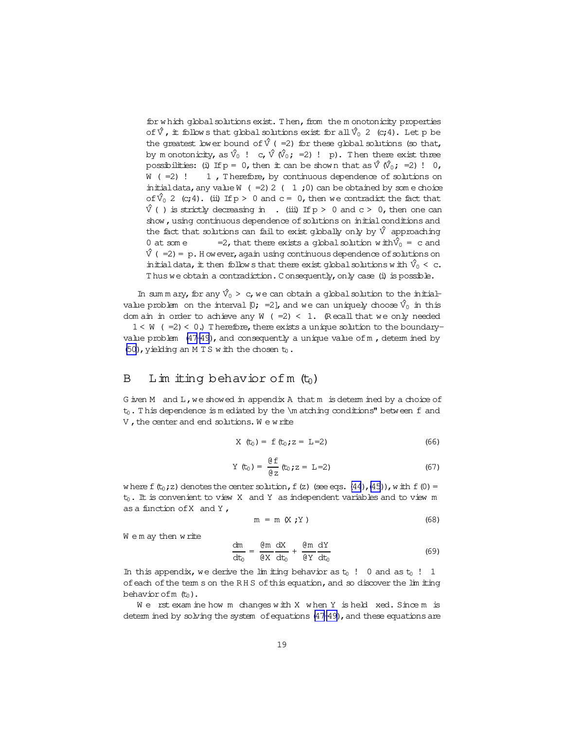for which global solutions exist. Then, from the monotonicity properties of $\hat{V}$, it follows that global solutions exist for all $\hat{V}_0 \in (c, 4)$. Let $p$ be the greatest lower bound of $\hat{V}(\pi/2)$ for these global solutions (so that, by monotonicity, as $\hat{V}_0 \to c$, $\hat{V}(\hat{V}_0; \pi/2) \to p$). Then there exist three possibilities: (i) If $p = 0$, then it can be shown that as $\hat{V}(\hat{V}_0; \pi/2) \to 0$, $W(\pi/2) \to -\infty$. Therefore, by continuous dependence of solutions on initial data, any value $W(\pi/2) \in (-\infty, 0)$ can be obtained by some choice of $\hat{V}_0 \in (c, 4)$. (ii) If $p > 0$ and $c = 0$, then we contradict the fact that $\hat{V}(\psi)$ is strictly decreasing in $\psi$. (iii) If $p > 0$ and $c > 0$, then one can show, using continuous dependence of solutions on initial conditions and the fact that solutions can fail to exist globally only by $\hat{V}$ approaching 0 at some $\psi \leq \pi/2$, that there exists a global solution with $\hat{V}_0 = c$ and $\hat{V}(\pi/2) = p$. However, again using continuous dependence of solutions on initial data, it then follows that there exist global solutions with $\hat{V}_0 < c$. Thus we obtain a contradiction. Consequently, only case (i) is possible.

In summary, for any $\hat{V}_0 > c$, we can obtain a global solution to the initial-value problem on the interval $[0, \pi/2]$, and we can uniquely choose $\hat{V}_0$ in this domain in order to achieve any $W(\pi/2) < 1$. (Recall that we only needed $-1 < W(\pi/2) < 0$.) Therefore, there exists a unique solution to the boundary-value problem (47-49), and consequently a unique value of $m$, determined by (50), yielding an MTS with the chosen $t_0$.

## B Limiting behavior of $m(t_0)$

Given $M$ and $L$, we showed in appendix A that $m$ is determined by a choice of $t_0$. This dependence is mediated by the "matching conditions" between $f$ and $V$, the center and end solutions. We write

$$X(t_0) = f(t_0; z = L/2) \tag{66}$$

$$Y(t_0) = \frac{\partial f}{\partial z}(t_0; z = L/2) \tag{67}$$

where $f(t_0; z)$ denotes the center solution, $f(z)$ (see eqs. (44), (45)), with $f(0) = t_0$. It is convenient to view $X$ and $Y$ as independent variables and to view $m$ as a function of $X$ and $Y$,

$$m = m(X, Y) \tag{68}$$

We may then write

$$\frac{dm}{dt_0} = \frac{\partial m}{\partial X}\frac{dX}{dt_0} + \frac{\partial m}{\partial Y}\frac{dY}{dt_0} \tag{69}$$

In this appendix, we derive the limiting behavior as $t_0 \to 0$ and as $t_0 \to 1$ of each of the terms on the RHS of this equation, and so discover the limiting behavior of $m(t_0)$.

We first examine how $m$ changes with $X$ when $Y$ is held fixed. Since $m$ is determined by solving the system of equations (47-49), and these equations are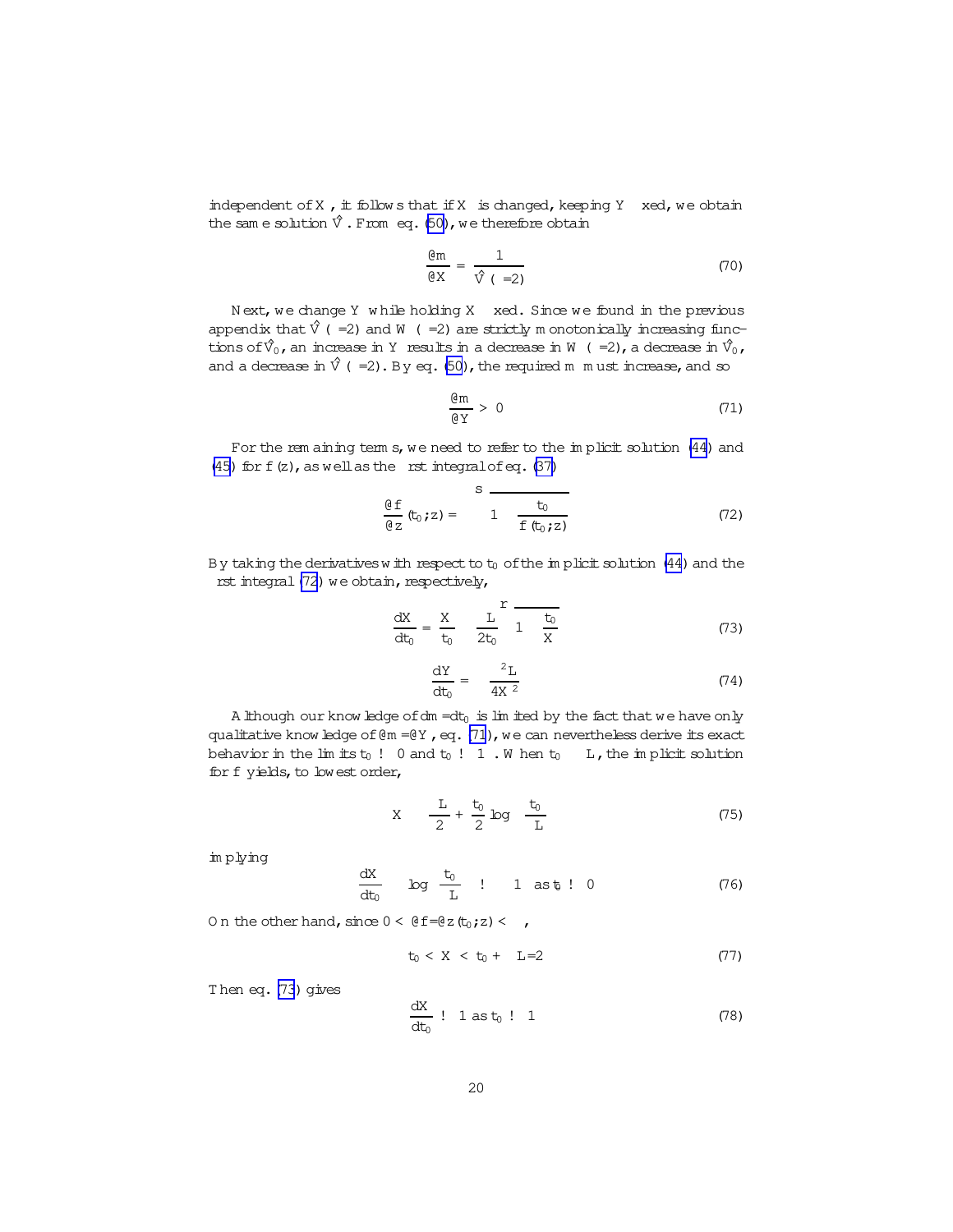independent of $X$, it follows that if $X$ is changed, keeping $Y$ fixed, we obtain the same solution $\hat{V}$. From eq. (50), we therefore obtain

$$\frac{\partial m}{\partial X} = \frac{1}{\hat{V}(\pi/2)} \tag{70}$$

Next, we change $Y$ while holding $X$ fixed. Since we found in the previous appendix that $\hat{V}(\pi/2)$ and $W(\pi/2)$ are strictly monotonically increasing functions of $\hat{V}_0$, an increase in $Y$ results in a decrease in $W(\pi/2)$, a decrease in $\hat{V}_0$, and a decrease in $\hat{V}(\pi/2)$. By eq. (50), the required $m$ must increase, and so

$$\frac{\partial m}{\partial Y} > 0 \tag{71}$$

For the remaining terms, we need to refer to the implicit solution (44) and (45) for $f(z)$, as well as the first integral of eq. (37)

$$\frac{\partial f}{\partial z}(t_0; z) = \sqrt{1 - \frac{t_0}{f(t_0; z)}} \tag{72}$$

By taking the derivatives with respect to $t_0$ of the implicit solution (44) and the first integral (72) we obtain, respectively,

$$\frac{dX}{dt_0} = \frac{X}{t_0} - \frac{\pi L}{2t_0}\sqrt{1 - \frac{t_0}{X}} \tag{73}$$

$$\frac{dY}{dt_0} = -\frac{\pi^2 L}{4X^2} \tag{74}$$

Although our knowledge of $dm/dt_0$ is limited by the fact that we have only qualitative knowledge of $\partial m/\partial Y$, eq. (71), we can nevertheless derive its exact behavior in the limits $t_0 \to 0$ and $t_0 \to \infty$. When $t_0 \ll L$, the implicit solution for $f$ yields, to lowest order,

$$X \approx \frac{\pi L}{2} + \frac{t_0}{2}\log\left(\frac{t_0}{L}\right) \tag{75}$$

implying

$$\frac{dX}{dt_0} \approx \log\left(\frac{t_0}{L}\right) \to -\infty \quad \text{as } t_0 \to 0 \tag{76}$$

On the other hand, since $0 < \partial f/\partial z(t_0; z) < 1$,

$$t_0 < X < t_0 + \pi L/2 \tag{77}$$

Then eq. (73) gives

$$\frac{dX}{dt_0} \to 1 \text{ as } t_0 \to \infty \tag{78}$$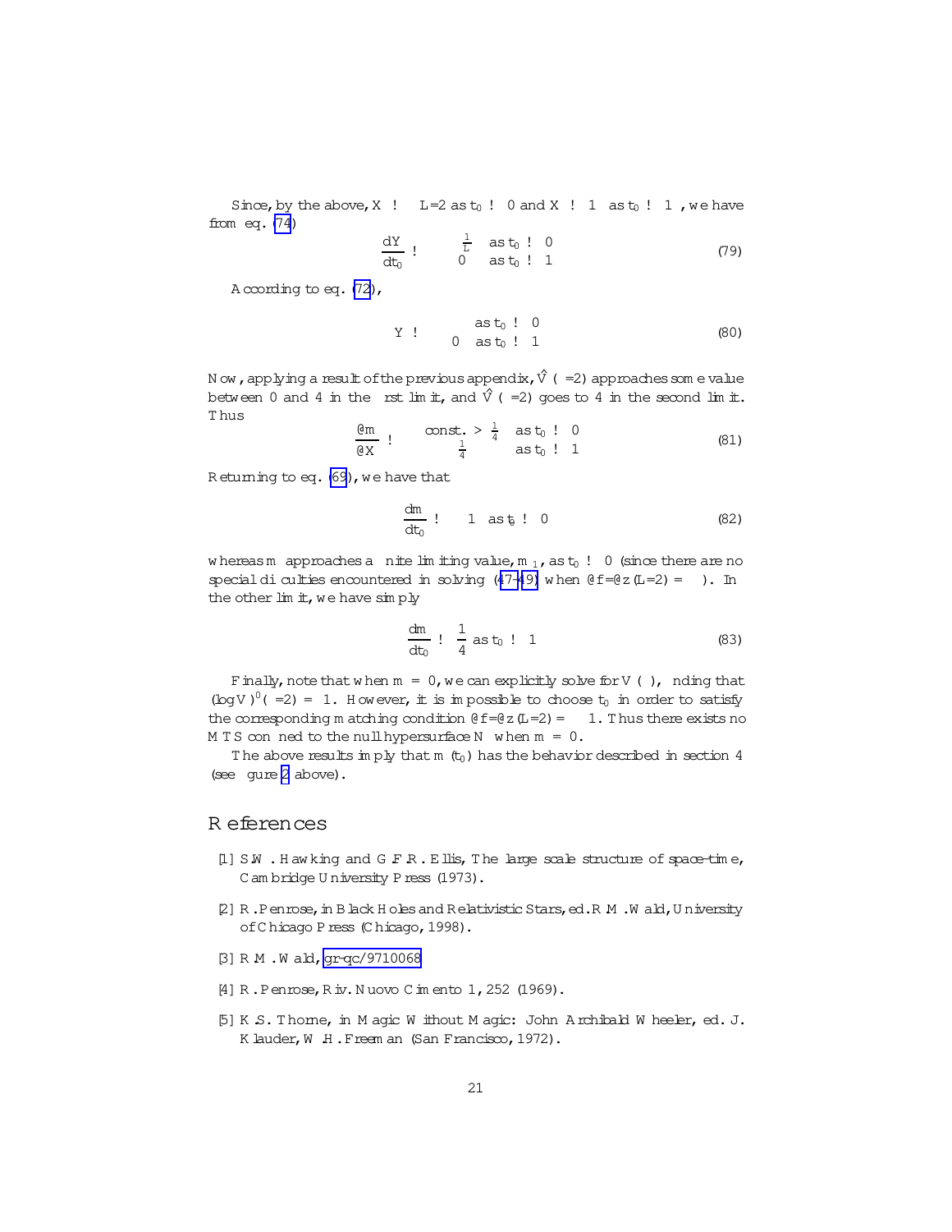Since, by the above, $X \to -L/2$ as $t_0 \to 0$ and $X \to \infty$ as $t_0 \to \infty$, we have from eq. (74)

$$\frac{dY}{dt_0} \to \begin{cases} -\frac{1}{L} & \text{as } t_0 \to 0 \\ 0 & \text{as } t_0 \to \infty \end{cases} \tag{79}$$

According to eq. (72),

$$Y \to \begin{cases} \infty & \text{as } t_0 \to 0 \\ 0 & \text{as } t_0 \to \infty \end{cases} \tag{80}$$

Now, applying a result of the previous appendix, $\hat{V}(\pi/2)$ approaches some value between 0 and 4 in the first limit, and $\hat{V}(\pi/2)$ goes to 4 in the second limit. Thus

$$\frac{\partial m}{\partial X} \to \begin{cases} \text{const.} > \frac{1}{4} & \text{as } t_0 \to 0 \\ \frac{1}{4} & \text{as } t_0 \to \infty \end{cases} \tag{81}$$

Returning to eq. (69), we have that

$$\frac{dm}{dt_0} \to -\infty \quad \text{as } t_0 \to 0 \tag{82}$$

whereas $m$ approaches a finite limiting value, $m_{-1}$, as $t_0 \to 0$ (since there are no special difficulties encountered in solving (47-49) when $\partial f/\partial z(L/2) = -\infty$). In the other limit, we have simply

$$\frac{dm}{dt_0} \to \frac{1}{4} \text{ as } t_0 \to \infty \tag{83}$$

Finally, note that when $m = 0$, we can explicitly solve for $V(\theta)$, finding that $(\log V)'(\pi/2) = -1$. However, it is impossible to choose $t_0$ in order to satisfy the corresponding matching condition $\partial f/\partial z(L/2) = -1$. Thus there exists no MTS confined to the null hypersurface $N$ when $m = 0$.

The above results imply that $m(t_0)$ has the behavior described in section 4 (see figure 2 above).

## References

[1] S.W. Hawking and G.F.R. Ellis, The large scale structure of space-time, Cambridge University Press (1973).

[2] R. Penrose, in Black Holes and Relativistic Stars, ed. R.M. Wald, University of Chicago Press (Chicago, 1998).

[3] R.M. Wald, gr-qc/9710068

[4] R. Penrose, Riv. Nuovo Cimento 1, 252 (1969).

[5] K.S. Thorne, in Magic Without Magic: John Archibald Wheeler, ed. J. Klauder, W.H. Freeman (San Francisco, 1972).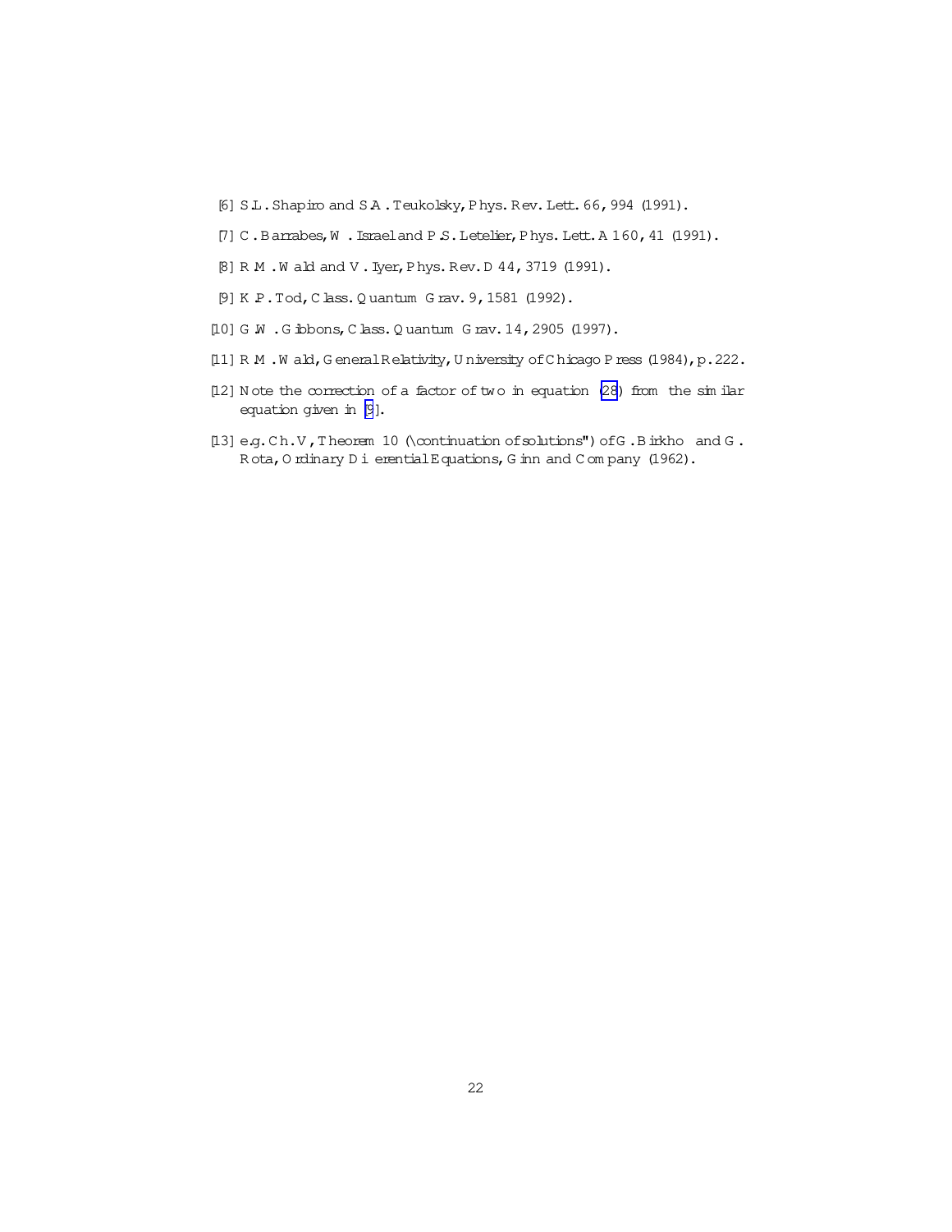[6] S.L. Shapiro and S.A. Teukolsky, Phys. Rev. Lett. 66, 994 (1991).

[7] C. Barrabes, W. Israel and P.S. Letelier, Phys. Lett. A 160, 41 (1991).

[8] R.M. Wald and V. Iyer, Phys. Rev. D 44, 3719 (1991).

[9] K.P. Tod, Class. Quantum Grav. 9, 1581 (1992).

[10] G.W. Gibbons, Class. Quantum Grav. 14, 2905 (1997).

[11] R.M. Wald, General Relativity, University of Chicago Press (1984), p.222.

[12] Note the correction of a factor of two in equation (28) from the similar equation given in [9].

[13] e.g. Ch.V, Theorem 10 ("continuation of solutions") of G. Birkhoff and G. Rota, Ordinary Differential Equations, Ginn and Company (1962).